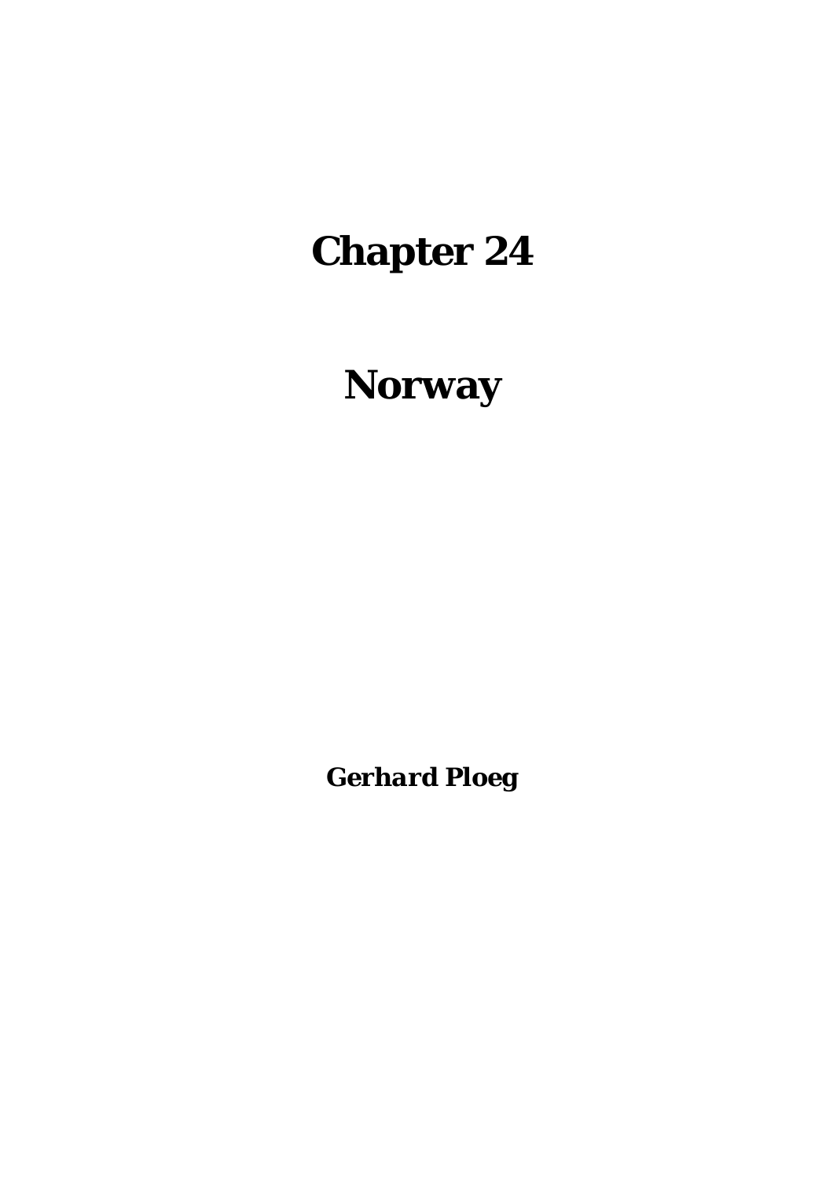# Chapter 24

# Norway

***Gerhard Ploeg***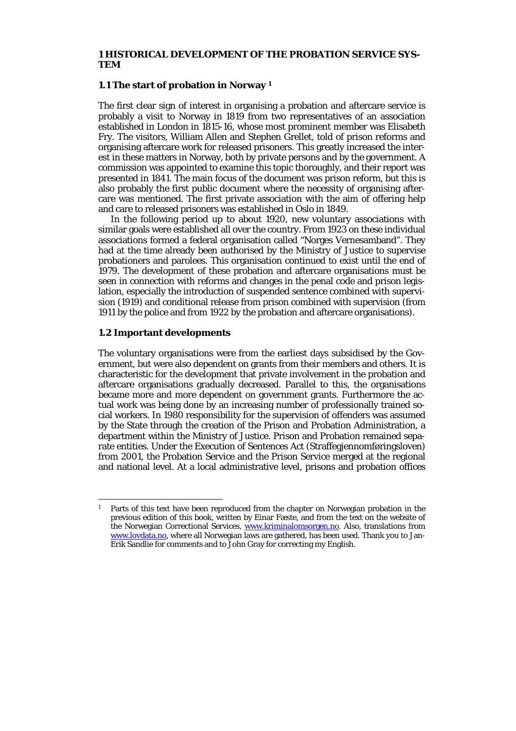# 1 HISTORICAL DEVELOPMENT OF THE PROBATION SERVICE SYSTEM

## 1.1 The start of probation in Norway [1]

The first clear sign of interest in organising a probation and aftercare service is probably a visit to Norway in 1819 from two representatives of an association established in London in 1815-16, whose most prominent member was Elisabeth Fry. The visitors, William Allen and Stephen Grellet, told of prison reforms and organising aftercare work for released prisoners. This greatly increased the interest in these matters in Norway, both by private persons and by the government. A commission was appointed to examine this topic thoroughly, and their report was presented in 1841. The main focus of the document was prison reform, but this is also probably the first public document where the necessity of organising aftercare was mentioned. The first private association with the aim of offering help and care to released prisoners was established in Oslo in 1849.

In the following period up to about 1920, new voluntary associations with similar goals were established all over the country. From 1923 on these individual associations formed a federal organisation called "Norges Vernesamband". They had at the time already been authorised by the Ministry of Justice to supervise probationers and parolees. This organisation continued to exist until the end of 1979. The development of these probation and aftercare organisations must be seen in connection with reforms and changes in the penal code and prison legislation, especially the introduction of suspended sentence combined with supervision (1919) and conditional release from prison combined with supervision (from 1911 by the police and from 1922 by the probation and aftercare organisations).

## 1.2 Important developments

The voluntary organisations were from the earliest days subsidised by the Government, but were also dependent on grants from their members and others. It is characteristic for the development that private involvement in the probation and aftercare organisations gradually decreased. Parallel to this, the organisations became more and more dependent on government grants. Furthermore the actual work was being done by an increasing number of professionally trained social workers. In 1980 responsibility for the supervision of offenders was assumed by the State through the creation of the Prison and Probation Administration, a department within the Ministry of Justice. Prison and Probation remained separate entities. Under the Execution of Sentences Act (Straffegjennomføringsloven) from 2001, the Probation Service and the Prison Service merged at the regional and national level. At a local administrative level, prisons and probation offices

---

[1] Parts of this text have been reproduced from the chapter on Norwegian probation in the previous edition of this book, written by Einar Fæste, and from the text on the website of the Norwegian Correctional Services, www.kriminalomsorgen.no. Also, translations from www.lovdata.no, where all Norwegian laws are gathered, has been used. Thank you to Jan-Erik Sandlie for comments and to John Gray for correcting my English.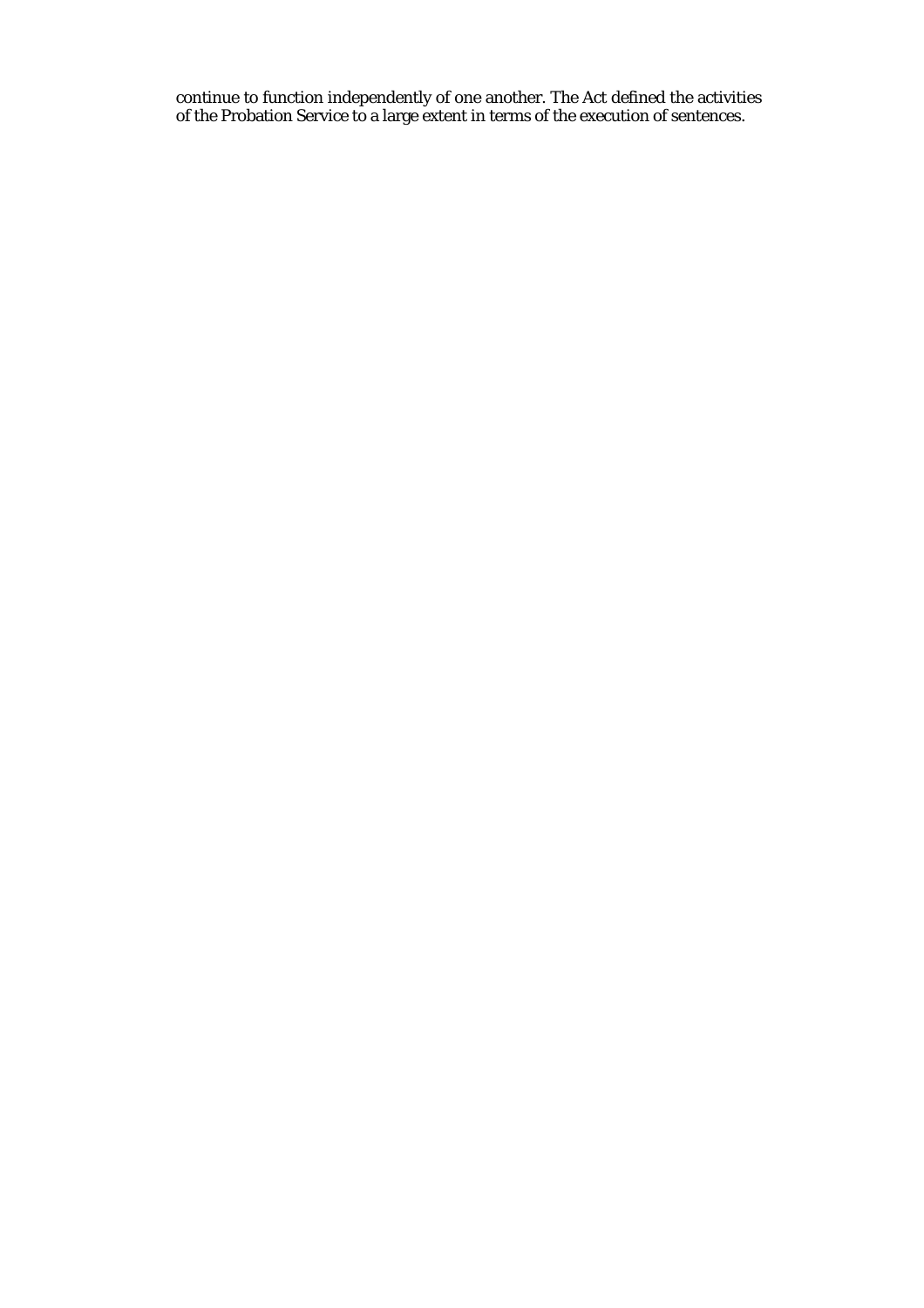continue to function independently of one another. The Act defined the activities of the Probation Service to a large extent in terms of the execution of sentences.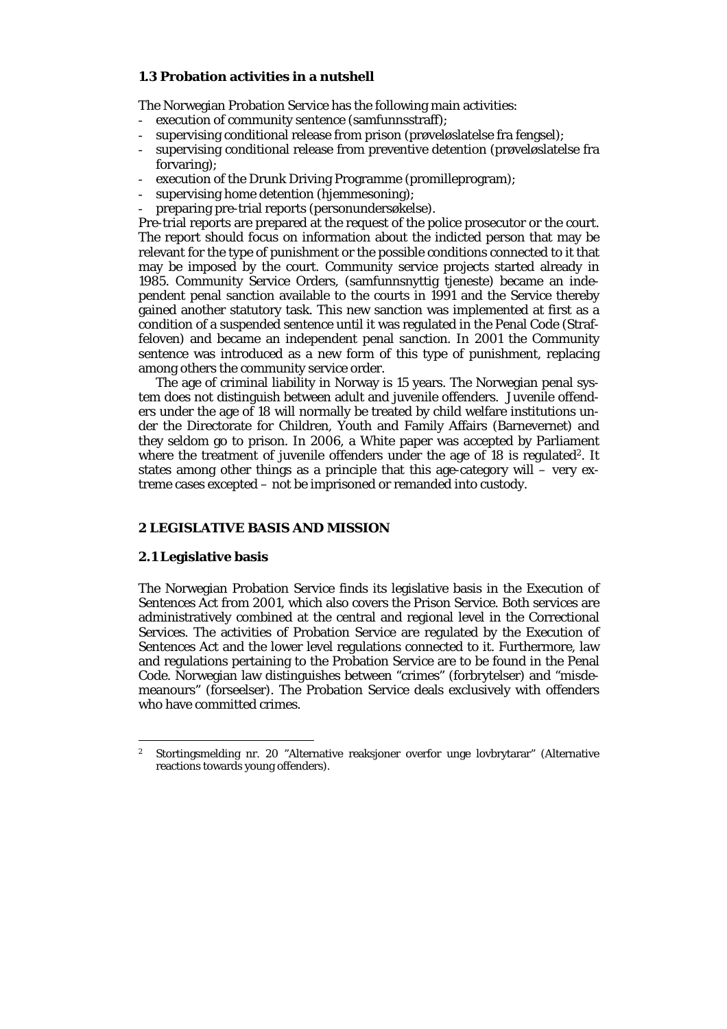### 1.3 Probation activities in a nutshell

The Norwegian Probation Service has the following main activities:

- execution of community sentence (samfunnsstraff);
- supervising conditional release from prison (prøveløslatelse fra fengsel);
- supervising conditional release from preventive detention (prøveløslatelse fra forvaring);
- execution of the Drunk Driving Programme (promilleprogram);
- supervising home detention (hjemmesoning);
- preparing pre-trial reports (personundersøkelse).

Pre-trial reports are prepared at the request of the police prosecutor or the court. The report should focus on information about the indicted person that may be relevant for the type of punishment or the possible conditions connected to it that may be imposed by the court. Community service projects started already in 1985. Community Service Orders, (samfunnsnyttig tjeneste) became an independent penal sanction available to the courts in 1991 and the Service thereby gained another statutory task. This new sanction was implemented at first as a condition of a suspended sentence until it was regulated in the Penal Code (Straffeloven) and became an independent penal sanction. In 2001 the Community sentence was introduced as a new form of this type of punishment, replacing among others the community service order.

The age of criminal liability in Norway is 15 years. The Norwegian penal system does not distinguish between adult and juvenile offenders. Juvenile offenders under the age of 18 will normally be treated by child welfare institutions under the Directorate for Children, Youth and Family Affairs (Barnevernet) and they seldom go to prison. In 2006, a White paper was accepted by Parliament where the treatment of juvenile offenders under the age of 18 is regulated[2]. It states among other things as a principle that this age-category will – very extreme cases excepted – not be imprisoned or remanded into custody.

## 2 LEGISLATIVE BASIS AND MISSION

### 2.1 Legislative basis

The Norwegian Probation Service finds its legislative basis in the Execution of Sentences Act from 2001, which also covers the Prison Service. Both services are administratively combined at the central and regional level in the Correctional Services. The activities of Probation Service are regulated by the Execution of Sentences Act and the lower level regulations connected to it. Furthermore, law and regulations pertaining to the Probation Service are to be found in the Penal Code. Norwegian law distinguishes between "crimes" (forbrytelser) and "misdemeanours" (forseelser). The Probation Service deals exclusively with offenders who have committed crimes.

---

[2] Stortingsmelding nr. 20 "Alternative reaksjoner overfor unge lovbrytarar" (Alternative reactions towards young offenders).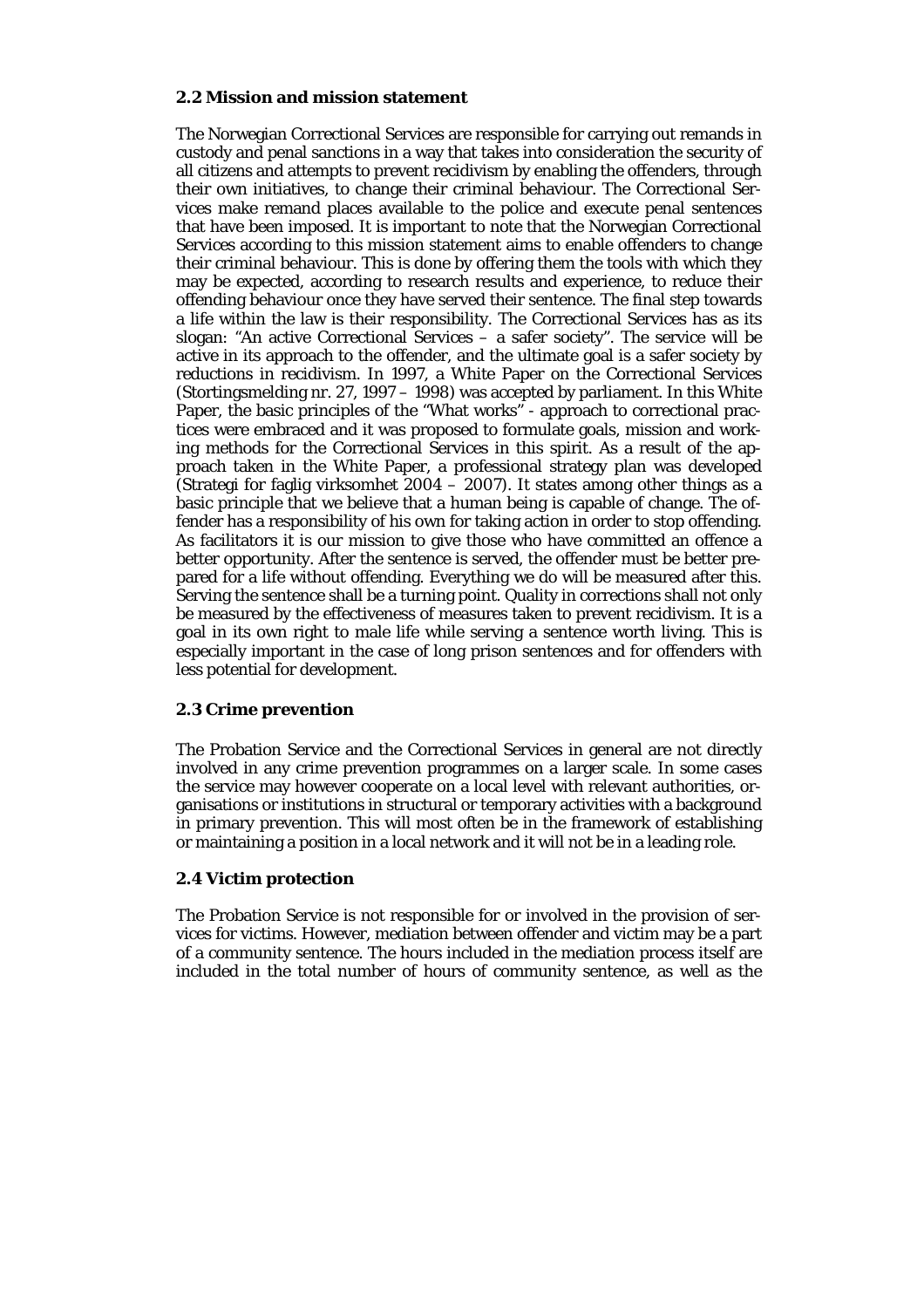### 2.2 Mission and mission statement

The Norwegian Correctional Services are responsible for carrying out remands in custody and penal sanctions in a way that takes into consideration the security of all citizens and attempts to prevent recidivism by enabling the offenders, through their own initiatives, to change their criminal behaviour. The Correctional Services make remand places available to the police and execute penal sentences that have been imposed. It is important to note that the Norwegian Correctional Services according to this mission statement aims to enable offenders to change their criminal behaviour. This is done by offering them the tools with which they may be expected, according to research results and experience, to reduce their offending behaviour once they have served their sentence. The final step towards a life within the law is their responsibility. The Correctional Services has as its slogan: "An active Correctional Services – a safer society". The service will be active in its approach to the offender, and the ultimate goal is a safer society by reductions in recidivism. In 1997, a White Paper on the Correctional Services (Stortingsmelding nr. 27, 1997 – 1998) was accepted by parliament. In this White Paper, the basic principles of the "What works" - approach to correctional practices were embraced and it was proposed to formulate goals, mission and working methods for the Correctional Services in this spirit. As a result of the approach taken in the White Paper, a professional strategy plan was developed (Strategi for faglig virksomhet 2004 – 2007). It states among other things as a basic principle that we believe that a human being is capable of change. The offender has a responsibility of his own for taking action in order to stop offending. As facilitators it is our mission to give those who have committed an offence a better opportunity. After the sentence is served, the offender must be better prepared for a life without offending. Everything we do will be measured after this. Serving the sentence shall be a turning point. Quality in corrections shall not only be measured by the effectiveness of measures taken to prevent recidivism. It is a goal in its own right to male life while serving a sentence worth living. This is especially important in the case of long prison sentences and for offenders with less potential for development.

### 2.3 Crime prevention

The Probation Service and the Correctional Services in general are not directly involved in any crime prevention programmes on a larger scale. In some cases the service may however cooperate on a local level with relevant authorities, organisations or institutions in structural or temporary activities with a background in primary prevention. This will most often be in the framework of establishing or maintaining a position in a local network and it will not be in a leading role.

### 2.4 Victim protection

The Probation Service is not responsible for or involved in the provision of services for victims. However, mediation between offender and victim may be a part of a community sentence. The hours included in the mediation process itself are included in the total number of hours of community sentence, as well as the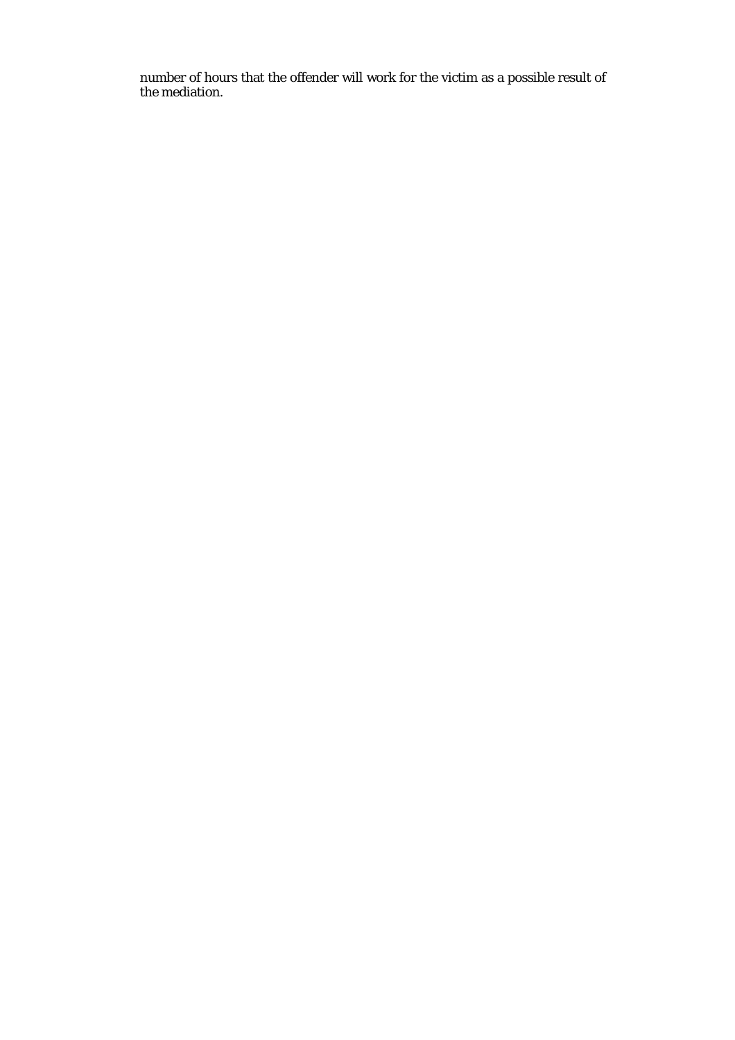number of hours that the offender will work for the victim as a possible result of the mediation.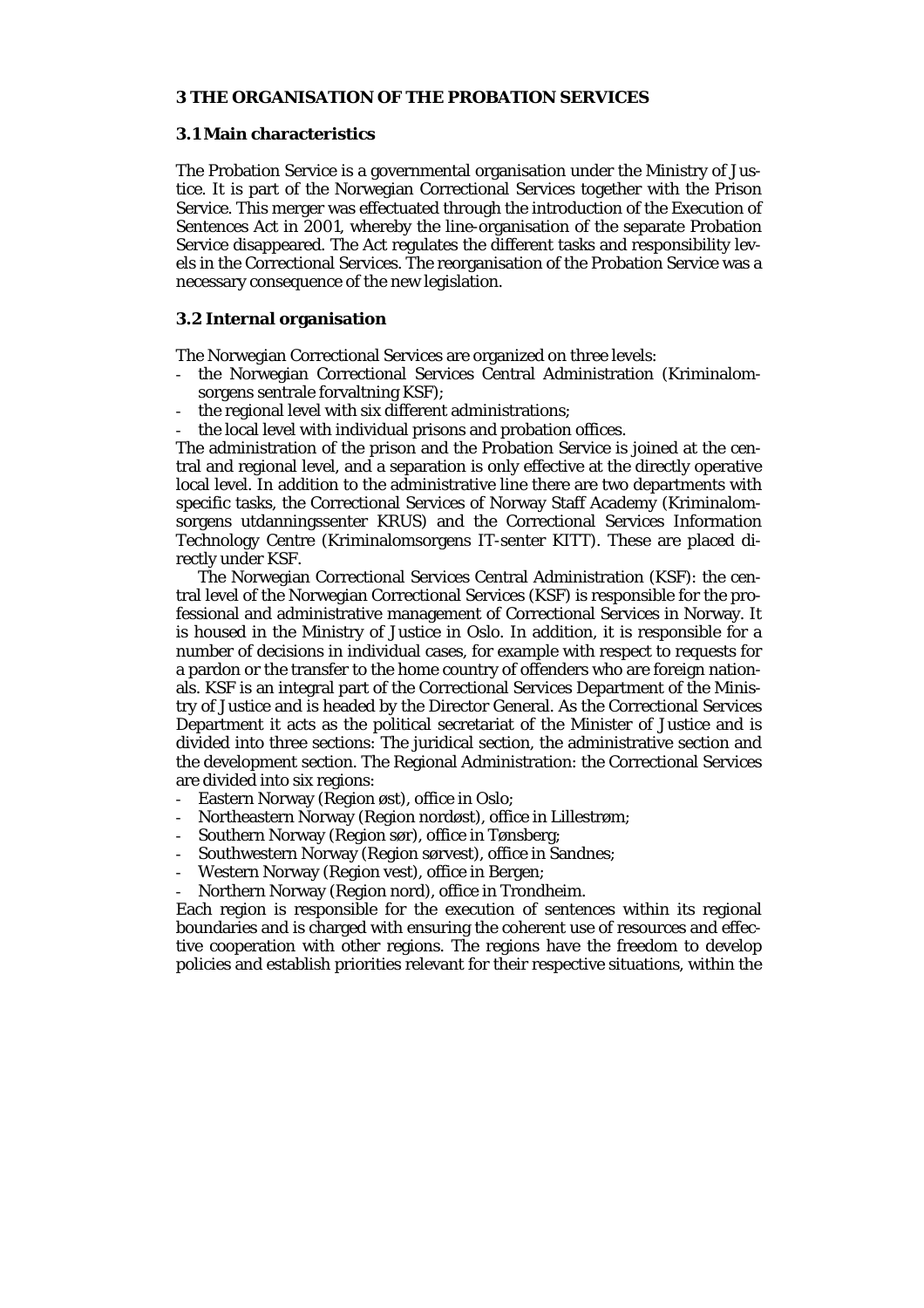## 3 THE ORGANISATION OF THE PROBATION SERVICES

### 3.1 Main characteristics

The Probation Service is a governmental organisation under the Ministry of Justice. It is part of the Norwegian Correctional Services together with the Prison Service. This merger was effectuated through the introduction of the Execution of Sentences Act in 2001, whereby the line-organisation of the separate Probation Service disappeared. The Act regulates the different tasks and responsibility levels in the Correctional Services. The reorganisation of the Probation Service was a necessary consequence of the new legislation.

### 3.2 Internal organisation

The Norwegian Correctional Services are organized on three levels:

- the Norwegian Correctional Services Central Administration (Kriminalomsorgens sentrale forvaltning KSF);
- the regional level with six different administrations;
- the local level with individual prisons and probation offices.

The administration of the prison and the Probation Service is joined at the central and regional level, and a separation is only effective at the directly operative local level. In addition to the administrative line there are two departments with specific tasks, the Correctional Services of Norway Staff Academy (Kriminalomsorgens utdanningssenter KRUS) and the Correctional Services Information Technology Centre (Kriminalomsorgens IT-senter KITT). These are placed directly under KSF.

The Norwegian Correctional Services Central Administration (KSF): the central level of the Norwegian Correctional Services (KSF) is responsible for the professional and administrative management of Correctional Services in Norway. It is housed in the Ministry of Justice in Oslo. In addition, it is responsible for a number of decisions in individual cases, for example with respect to requests for a pardon or the transfer to the home country of offenders who are foreign nationals. KSF is an integral part of the Correctional Services Department of the Ministry of Justice and is headed by the Director General. As the Correctional Services Department it acts as the political secretariat of the Minister of Justice and is divided into three sections: The juridical section, the administrative section and the development section. The Regional Administration: the Correctional Services are divided into six regions:

- Eastern Norway (Region øst), office in Oslo;
- Northeastern Norway (Region nordøst), office in Lillestrøm;
- Southern Norway (Region sør), office in Tønsberg;
- Southwestern Norway (Region sørvest), office in Sandnes;
- Western Norway (Region vest), office in Bergen;
- Northern Norway (Region nord), office in Trondheim.

Each region is responsible for the execution of sentences within its regional boundaries and is charged with ensuring the coherent use of resources and effective cooperation with other regions. The regions have the freedom to develop policies and establish priorities relevant for their respective situations, within the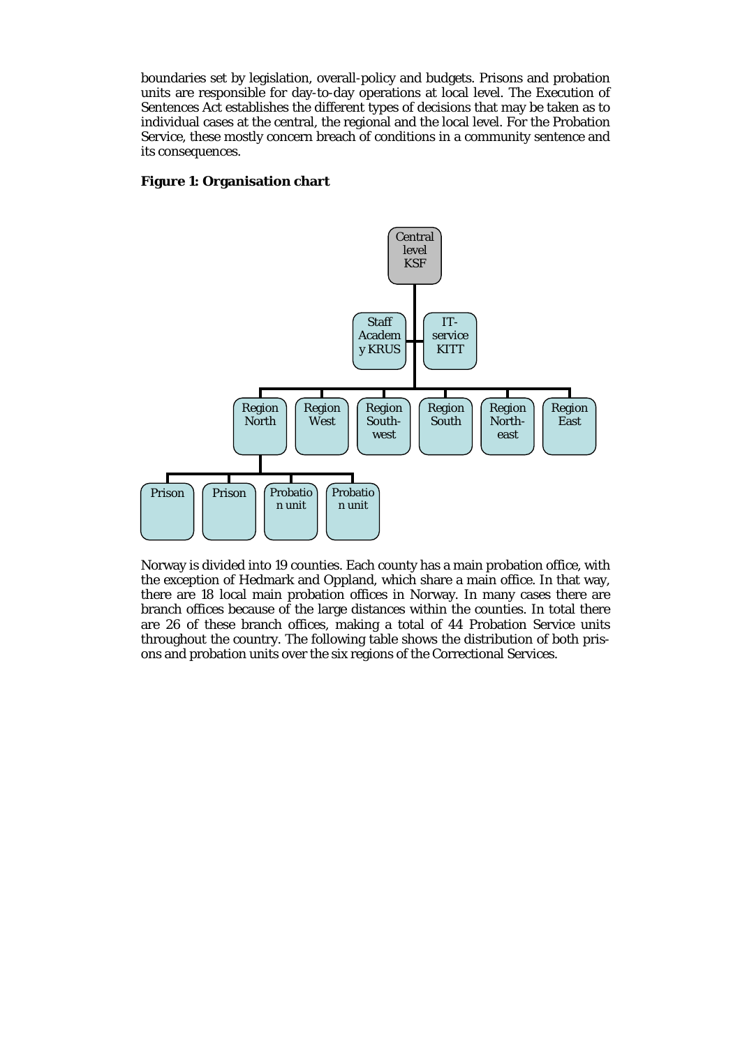boundaries set by legislation, overall-policy and budgets. Prisons and probation units are responsible for day-to-day operations at local level. The Execution of Sentences Act establishes the different types of decisions that may be taken as to individual cases at the central, the regional and the local level. For the Probation Service, these mostly concern breach of conditions in a community sentence and its consequences.

**Figure 1: Organisation chart**

Norway is divided into 19 counties. Each county has a main probation office, with the exception of Hedmark and Oppland, which share a main office. In that way, there are 18 local main probation offices in Norway. In many cases there are branch offices because of the large distances within the counties. In total there are 26 of these branch offices, making a total of 44 Probation Service units throughout the country. The following table shows the distribution of both prisons and probation units over the six regions of the Correctional Services.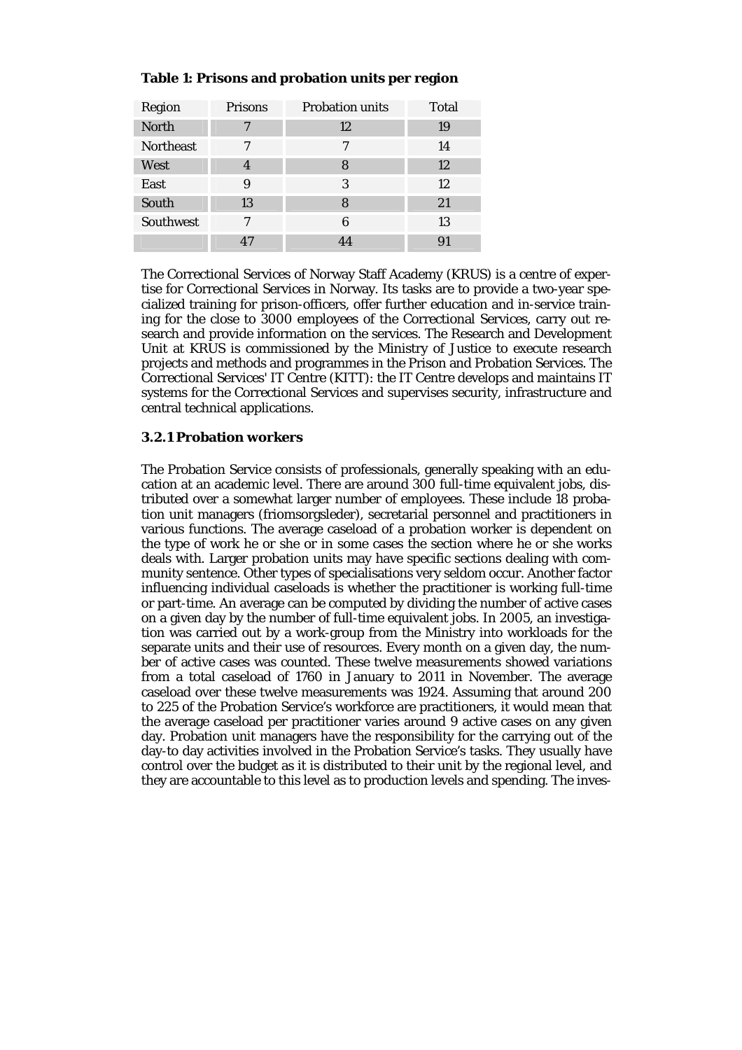**Table 1: Prisons and probation units per region**

| Region | Prisons | Probation units | Total |
|---|---|---|---|
| North | 7 | 12 | 19 |
| Northeast | 7 | 7 | 14 |
| West | 4 | 8 | 12 |
| East | 9 | 3 | 12 |
| South | 13 | 8 | 21 |
| Southwest | 7 | 6 | 13 |
| | 47 | 44 | 91 |

The Correctional Services of Norway Staff Academy (KRUS) is a centre of expertise for Correctional Services in Norway. Its tasks are to provide a two-year specialized training for prison-officers, offer further education and in-service training for the close to 3000 employees of the Correctional Services, carry out research and provide information on the services. The Research and Development Unit at KRUS is commissioned by the Ministry of Justice to execute research projects and methods and programmes in the Prison and Probation Services. The Correctional Services' IT Centre (KITT): the IT Centre develops and maintains IT systems for the Correctional Services and supervises security, infrastructure and central technical applications.

### 3.2.1 Probation workers

The Probation Service consists of professionals, generally speaking with an education at an academic level. There are around 300 full-time equivalent jobs, distributed over a somewhat larger number of employees. These include 18 probation unit managers (friomsorgsleder), secretarial personnel and practitioners in various functions. The average caseload of a probation worker is dependent on the type of work he or she or in some cases the section where he or she works deals with. Larger probation units may have specific sections dealing with community sentence. Other types of specialisations very seldom occur. Another factor influencing individual caseloads is whether the practitioner is working full-time or part-time. An average can be computed by dividing the number of active cases on a given day by the number of full-time equivalent jobs. In 2005, an investigation was carried out by a work-group from the Ministry into workloads for the separate units and their use of resources. Every month on a given day, the number of active cases was counted. These twelve measurements showed variations from a total caseload of 1760 in January to 2011 in November. The average caseload over these twelve measurements was 1924. Assuming that around 200 to 225 of the Probation Service's workforce are practitioners, it would mean that the average caseload per practitioner varies around 9 active cases on any given day. Probation unit managers have the responsibility for the carrying out of the day-to day activities involved in the Probation Service's tasks. They usually have control over the budget as it is distributed to their unit by the regional level, and they are accountable to this level as to production levels and spending. The inves-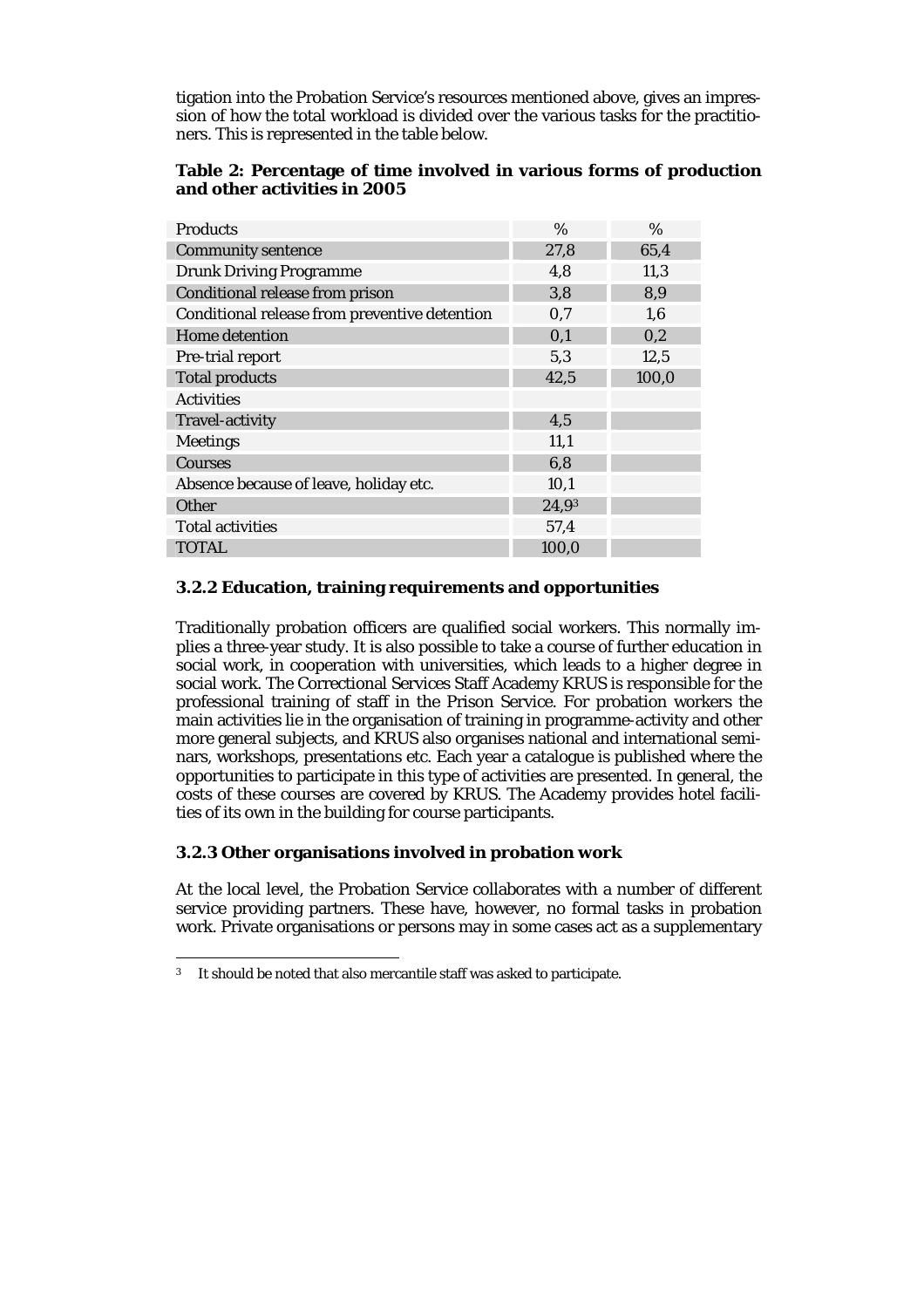tigation into the Probation Service's resources mentioned above, gives an impression of how the total workload is divided over the various tasks for the practitioners. This is represented in the table below.

**Table 2: Percentage of time involved in various forms of production and other activities in 2005**

| Products | % | % |
|---|---|---|
| Community sentence | 27,8 | 65,4 |
| Drunk Driving Programme | 4,8 | 11,3 |
| Conditional release from prison | 3,8 | 8,9 |
| Conditional release from preventive detention | 0,7 | 1,6 |
| Home detention | 0,1 | 0,2 |
| Pre-trial report | 5,3 | 12,5 |
| Total products | 42,5 | 100,0 |
| Activities | | |
| Travel-activity | 4,5 | |
| Meetings | 11,1 | |
| Courses | 6,8 | |
| Absence because of leave, holiday etc. | 10,1 | |
| Other | 24,9[3] | |
| Total activities | 57,4 | |
| TOTAL | 100,0 | |

### 3.2.2 Education, training requirements and opportunities

Traditionally probation officers are qualified social workers. This normally implies a three-year study. It is also possible to take a course of further education in social work, in cooperation with universities, which leads to a higher degree in social work. The Correctional Services Staff Academy KRUS is responsible for the professional training of staff in the Prison Service. For probation workers the main activities lie in the organisation of training in programme-activity and other more general subjects, and KRUS also organises national and international seminars, workshops, presentations etc. Each year a catalogue is published where the opportunities to participate in this type of activities are presented. In general, the costs of these courses are covered by KRUS. The Academy provides hotel facilities of its own in the building for course participants.

### 3.2.3 Other organisations involved in probation work

At the local level, the Probation Service collaborates with a number of different service providing partners. These have, however, no formal tasks in probation work. Private organisations or persons may in some cases act as a supplementary

[3] It should be noted that also mercantile staff was asked to participate.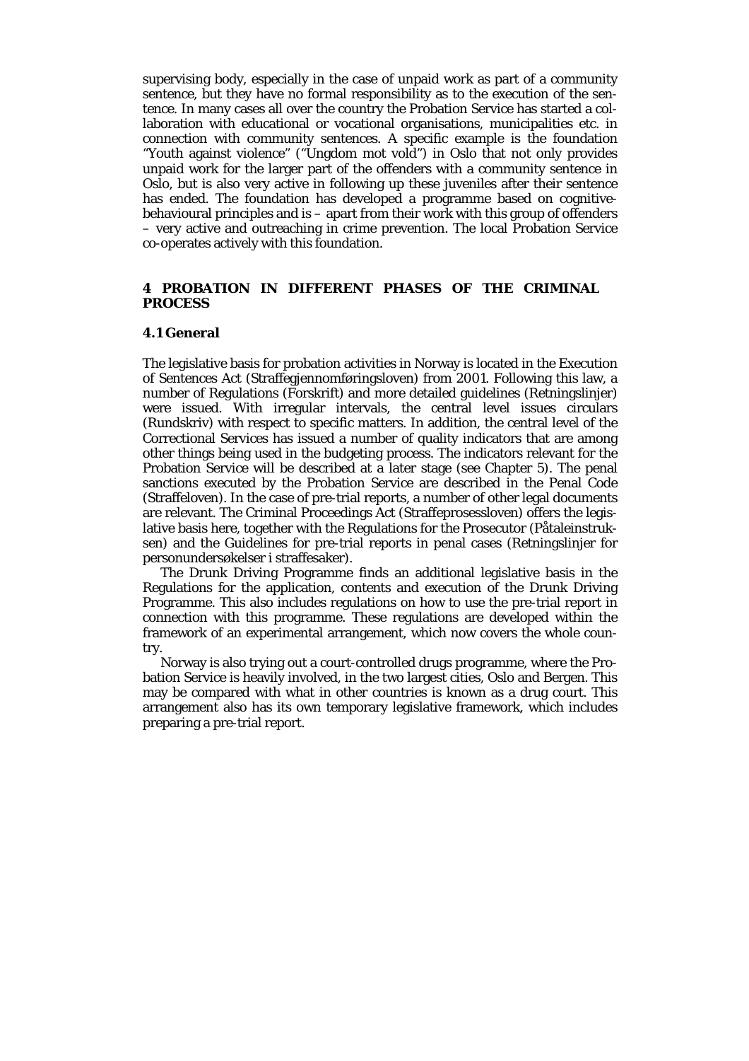supervising body, especially in the case of unpaid work as part of a community sentence, but they have no formal responsibility as to the execution of the sentence. In many cases all over the country the Probation Service has started a collaboration with educational or vocational organisations, municipalities etc. in connection with community sentences. A specific example is the foundation "Youth against violence" ("Ungdom mot vold") in Oslo that not only provides unpaid work for the larger part of the offenders with a community sentence in Oslo, but is also very active in following up these juveniles after their sentence has ended. The foundation has developed a programme based on cognitive-behavioural principles and is – apart from their work with this group of offenders – very active and outreaching in crime prevention. The local Probation Service co-operates actively with this foundation.

## 4 PROBATION IN DIFFERENT PHASES OF THE CRIMINAL PROCESS

### 4.1 General

The legislative basis for probation activities in Norway is located in the Execution of Sentences Act (Straffegjennomføringsloven) from 2001. Following this law, a number of Regulations (Forskrift) and more detailed guidelines (Retningslinjer) were issued. With irregular intervals, the central level issues circulars (Rundskriv) with respect to specific matters. In addition, the central level of the Correctional Services has issued a number of quality indicators that are among other things being used in the budgeting process. The indicators relevant for the Probation Service will be described at a later stage (see Chapter 5). The penal sanctions executed by the Probation Service are described in the Penal Code (Straffeloven). In the case of pre-trial reports, a number of other legal documents are relevant. The Criminal Proceedings Act (Straffeprosessloven) offers the legislative basis here, together with the Regulations for the Prosecutor (Påtaleinstruksen) and the Guidelines for pre-trial reports in penal cases (Retningslinjer for personundersøkelser i straffesaker).

The Drunk Driving Programme finds an additional legislative basis in the Regulations for the application, contents and execution of the Drunk Driving Programme. This also includes regulations on how to use the pre-trial report in connection with this programme. These regulations are developed within the framework of an experimental arrangement, which now covers the whole country.

Norway is also trying out a court-controlled drugs programme, where the Probation Service is heavily involved, in the two largest cities, Oslo and Bergen. This may be compared with what in other countries is known as a drug court. This arrangement also has its own temporary legislative framework, which includes preparing a pre-trial report.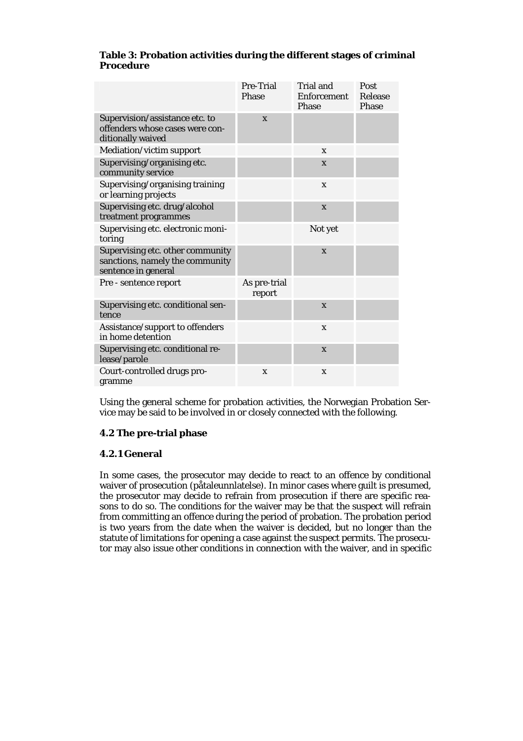**Table 3: Probation activities during the different stages of criminal Procedure**

| | Pre-Trial Phase | Trial and Enforcement Phase | Post Release Phase |
|---|---|---|---|
| Supervision/assistance etc. to offenders whose cases were conditionally waived | x | | |
| Mediation/victim support | | x | |
| Supervising/organising etc. community service | | x | |
| Supervising/organising training or learning projects | | x | |
| Supervising etc. drug/alcohol treatment programmes | | x | |
| Supervising etc. electronic monitoring | | Not yet | |
| Supervising etc. other community sanctions, namely the community sentence in general | | x | |
| Pre - sentence report | As pre-trial report | | |
| Supervising etc. conditional sentence | | x | |
| Assistance/support to offenders in home detention | | x | |
| Supervising etc. conditional release/parole | | x | |
| Court-controlled drugs programme | x | x | |

Using the general scheme for probation activities, the Norwegian Probation Service may be said to be involved in or closely connected with the following.

### 4.2 The pre-trial phase

#### 4.2.1 General

In some cases, the prosecutor may decide to react to an offence by conditional waiver of prosecution (påtaleunnlatelse). In minor cases where guilt is presumed, the prosecutor may decide to refrain from prosecution if there are specific reasons to do so. The conditions for the waiver may be that the suspect will refrain from committing an offence during the period of probation. The probation period is two years from the date when the waiver is decided, but no longer than the statute of limitations for opening a case against the suspect permits. The prosecutor may also issue other conditions in connection with the waiver, and in specific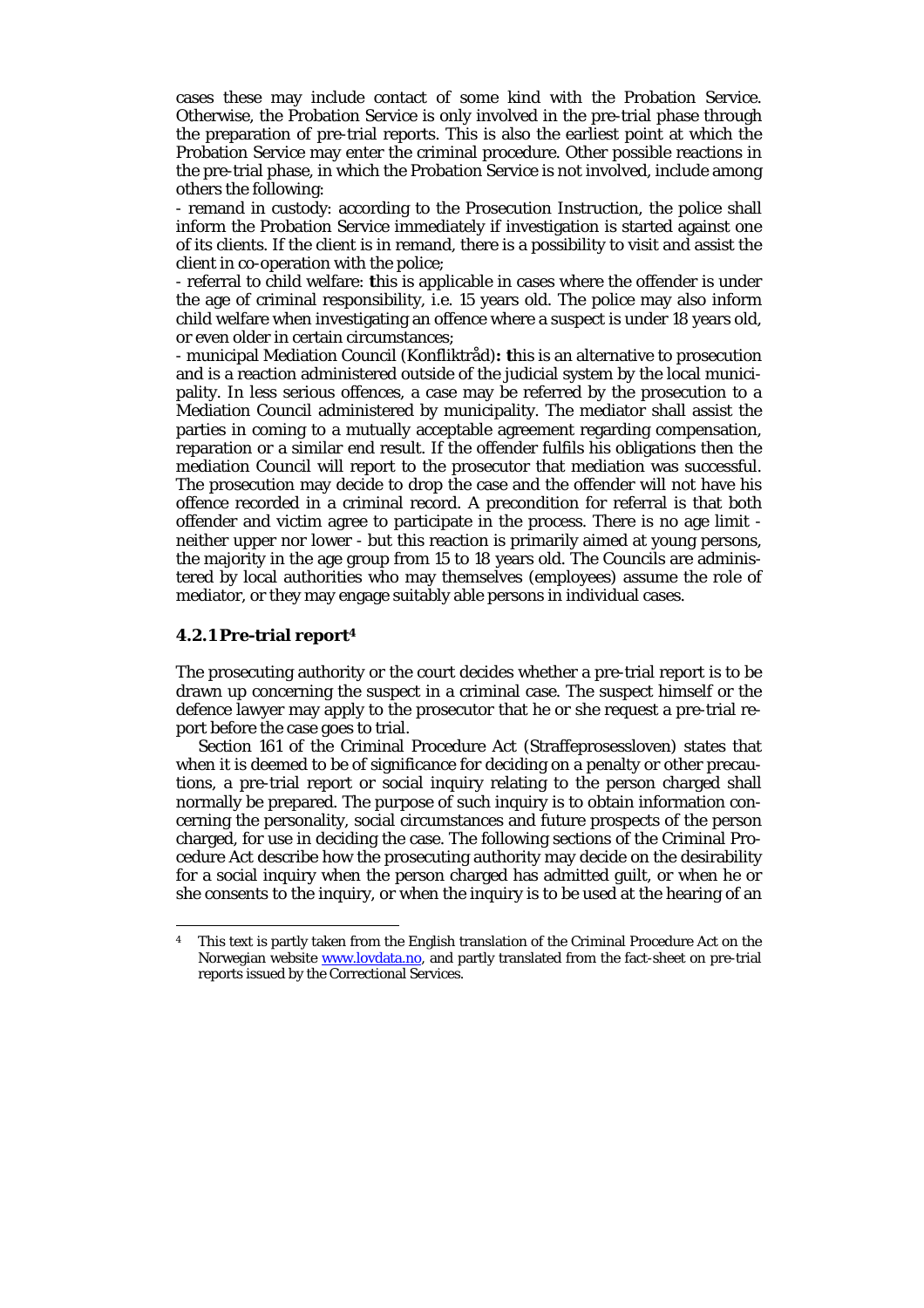cases these may include contact of some kind with the Probation Service. Otherwise, the Probation Service is only involved in the pre-trial phase through the preparation of pre-trial reports. This is also the earliest point at which the Probation Service may enter the criminal procedure. Other possible reactions in the pre-trial phase, in which the Probation Service is not involved, include among others the following:

- remand in custody: according to the Prosecution Instruction, the police shall inform the Probation Service immediately if investigation is started against one of its clients. If the client is in remand, there is a possibility to visit and assist the client in co-operation with the police;
- referral to child welfare: **t**his is applicable in cases where the offender is under the age of criminal responsibility, i.e. 15 years old. The police may also inform child welfare when investigating an offence where a suspect is under 18 years old, or even older in certain circumstances;
- municipal Mediation Council (Konfliktråd)**: t**his is an alternative to prosecution and is a reaction administered outside of the judicial system by the local municipality. In less serious offences, a case may be referred by the prosecution to a Mediation Council administered by municipality. The mediator shall assist the parties in coming to a mutually acceptable agreement regarding compensation, reparation or a similar end result. If the offender fulfils his obligations then the mediation Council will report to the prosecutor that mediation was successful. The prosecution may decide to drop the case and the offender will not have his offence recorded in a criminal record. A precondition for referral is that both offender and victim agree to participate in the process. There is no age limit - neither upper nor lower - but this reaction is primarily aimed at young persons, the majority in the age group from 15 to 18 years old. The Councils are administered by local authorities who may themselves (employees) assume the role of mediator, or they may engage suitably able persons in individual cases.

### 4.2.1 Pre-trial report[4]

The prosecuting authority or the court decides whether a pre-trial report is to be drawn up concerning the suspect in a criminal case. The suspect himself or the defence lawyer may apply to the prosecutor that he or she request a pre-trial report before the case goes to trial.

Section 161 of the Criminal Procedure Act (Straffeprosessloven) states that when it is deemed to be of significance for deciding on a penalty or other precautions, a pre-trial report or social inquiry relating to the person charged shall normally be prepared. The purpose of such inquiry is to obtain information concerning the personality, social circumstances and future prospects of the person charged, for use in deciding the case. The following sections of the Criminal Procedure Act describe how the prosecuting authority may decide on the desirability for a social inquiry when the person charged has admitted guilt, or when he or she consents to the inquiry, or when the inquiry is to be used at the hearing of an

---

[4] This text is partly taken from the English translation of the Criminal Procedure Act on the Norwegian website www.lovdata.no, and partly translated from the fact-sheet on pre-trial reports issued by the Correctional Services.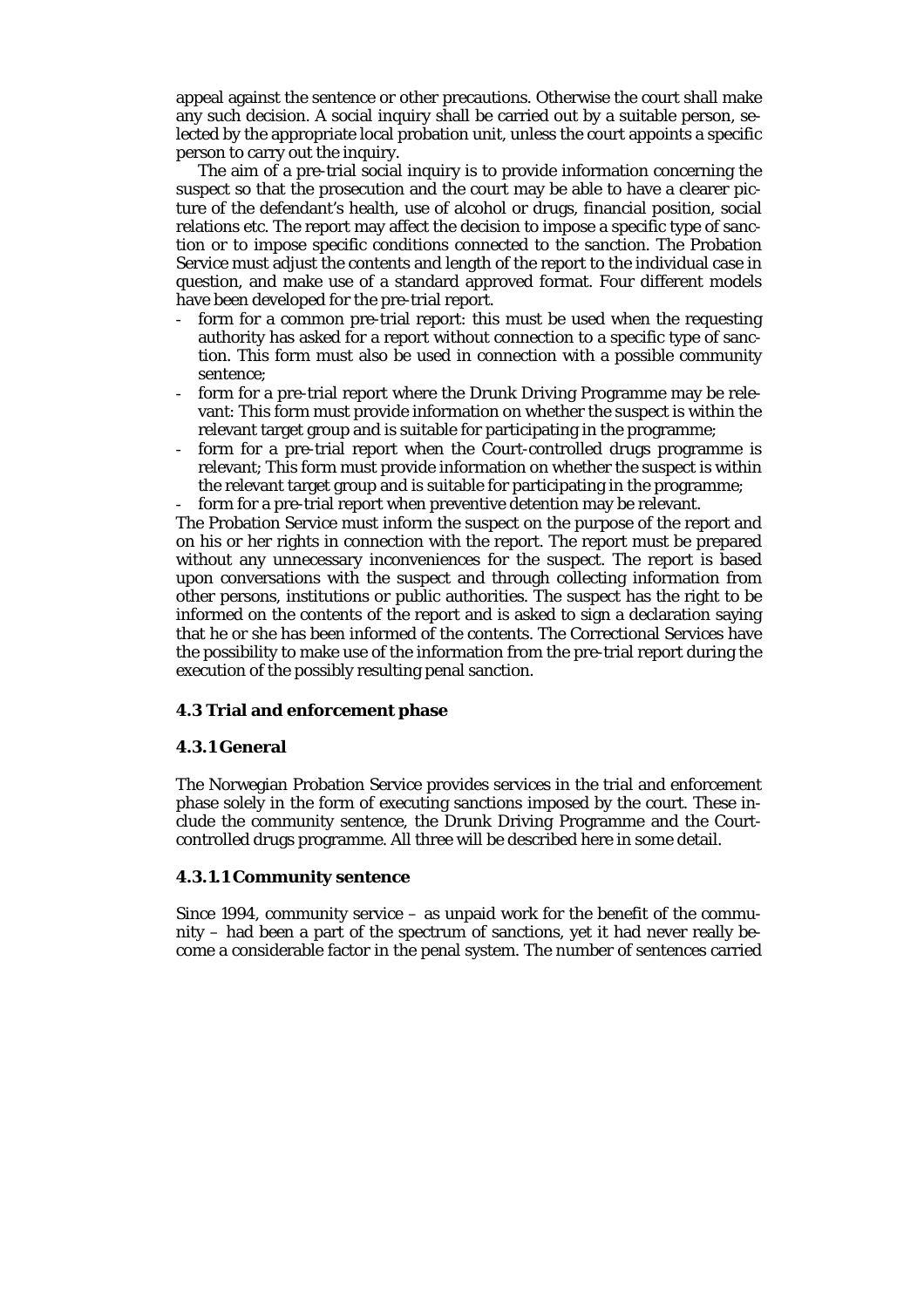appeal against the sentence or other precautions. Otherwise the court shall make any such decision. A social inquiry shall be carried out by a suitable person, selected by the appropriate local probation unit, unless the court appoints a specific person to carry out the inquiry.

The aim of a pre-trial social inquiry is to provide information concerning the suspect so that the prosecution and the court may be able to have a clearer picture of the defendant's health, use of alcohol or drugs, financial position, social relations etc. The report may affect the decision to impose a specific type of sanction or to impose specific conditions connected to the sanction. The Probation Service must adjust the contents and length of the report to the individual case in question, and make use of a standard approved format. Four different models have been developed for the pre-trial report.

- form for a common pre-trial report: this must be used when the requesting authority has asked for a report without connection to a specific type of sanction. This form must also be used in connection with a possible community sentence;
- form for a pre-trial report where the Drunk Driving Programme may be relevant: This form must provide information on whether the suspect is within the relevant target group and is suitable for participating in the programme;
- form for a pre-trial report when the Court-controlled drugs programme is relevant; This form must provide information on whether the suspect is within the relevant target group and is suitable for participating in the programme;
- form for a pre-trial report when preventive detention may be relevant.

The Probation Service must inform the suspect on the purpose of the report and on his or her rights in connection with the report. The report must be prepared without any unnecessary inconveniences for the suspect. The report is based upon conversations with the suspect and through collecting information from other persons, institutions or public authorities. The suspect has the right to be informed on the contents of the report and is asked to sign a declaration saying that he or she has been informed of the contents. The Correctional Services have the possibility to make use of the information from the pre-trial report during the execution of the possibly resulting penal sanction.

### 4.3 Trial and enforcement phase

#### 4.3.1 General

The Norwegian Probation Service provides services in the trial and enforcement phase solely in the form of executing sanctions imposed by the court. These include the community sentence, the Drunk Driving Programme and the Court-controlled drugs programme. All three will be described here in some detail.

##### 4.3.1.1 Community sentence

Since 1994, community service – as unpaid work for the benefit of the community – had been a part of the spectrum of sanctions, yet it had never really become a considerable factor in the penal system. The number of sentences carried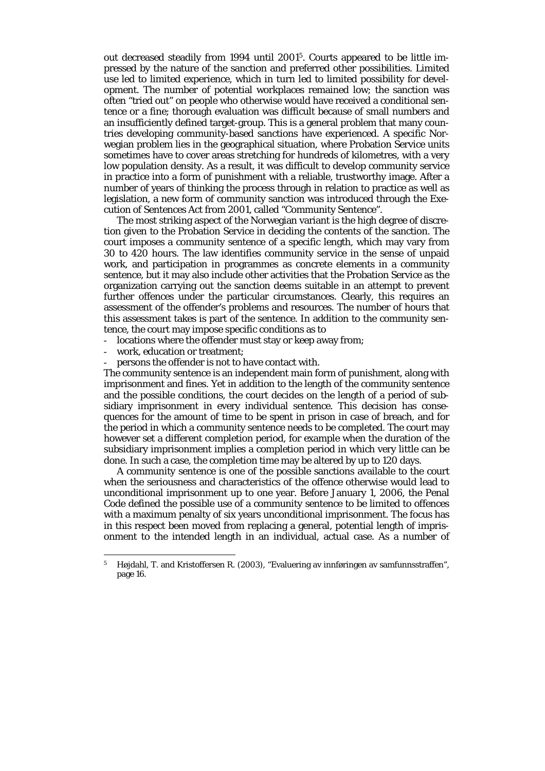out decreased steadily from 1994 until 2001[5]. Courts appeared to be little impressed by the nature of the sanction and preferred other possibilities. Limited use led to limited experience, which in turn led to limited possibility for development. The number of potential workplaces remained low; the sanction was often "tried out" on people who otherwise would have received a conditional sentence or a fine; thorough evaluation was difficult because of small numbers and an insufficiently defined target-group. This is a general problem that many countries developing community-based sanctions have experienced. A specific Norwegian problem lies in the geographical situation, where Probation Service units sometimes have to cover areas stretching for hundreds of kilometres, with a very low population density. As a result, it was difficult to develop community service in practice into a form of punishment with a reliable, trustworthy image. After a number of years of thinking the process through in relation to practice as well as legislation, a new form of community sanction was introduced through the Execution of Sentences Act from 2001, called "Community Sentence".

The most striking aspect of the Norwegian variant is the high degree of discretion given to the Probation Service in deciding the contents of the sanction. The court imposes a community sentence of a specific length, which may vary from 30 to 420 hours. The law identifies community service in the sense of unpaid work, and participation in programmes as concrete elements in a community sentence, but it may also include other activities that the Probation Service as the organization carrying out the sanction deems suitable in an attempt to prevent further offences under the particular circumstances. Clearly, this requires an assessment of the offender's problems and resources. The number of hours that this assessment takes is part of the sentence. In addition to the community sentence, the court may impose specific conditions as to

- locations where the offender must stay or keep away from;
- work, education or treatment;
- persons the offender is not to have contact with.

The community sentence is an independent main form of punishment, along with imprisonment and fines. Yet in addition to the length of the community sentence and the possible conditions, the court decides on the length of a period of subsidiary imprisonment in every individual sentence. This decision has consequences for the amount of time to be spent in prison in case of breach, and for the period in which a community sentence needs to be completed. The court may however set a different completion period, for example when the duration of the subsidiary imprisonment implies a completion period in which very little can be done. In such a case, the completion time may be altered by up to 120 days.

A community sentence is one of the possible sanctions available to the court when the seriousness and characteristics of the offence otherwise would lead to unconditional imprisonment up to one year. Before January 1, 2006, the Penal Code defined the possible use of a community sentence to be limited to offences with a maximum penalty of six years unconditional imprisonment. The focus has in this respect been moved from replacing a general, potential length of imprisonment to the intended length in an individual, actual case. As a number of

[5] Højdahl, T. and Kristoffersen R. (2003), "Evaluering av innføringen av samfunnsstraffen", page 16.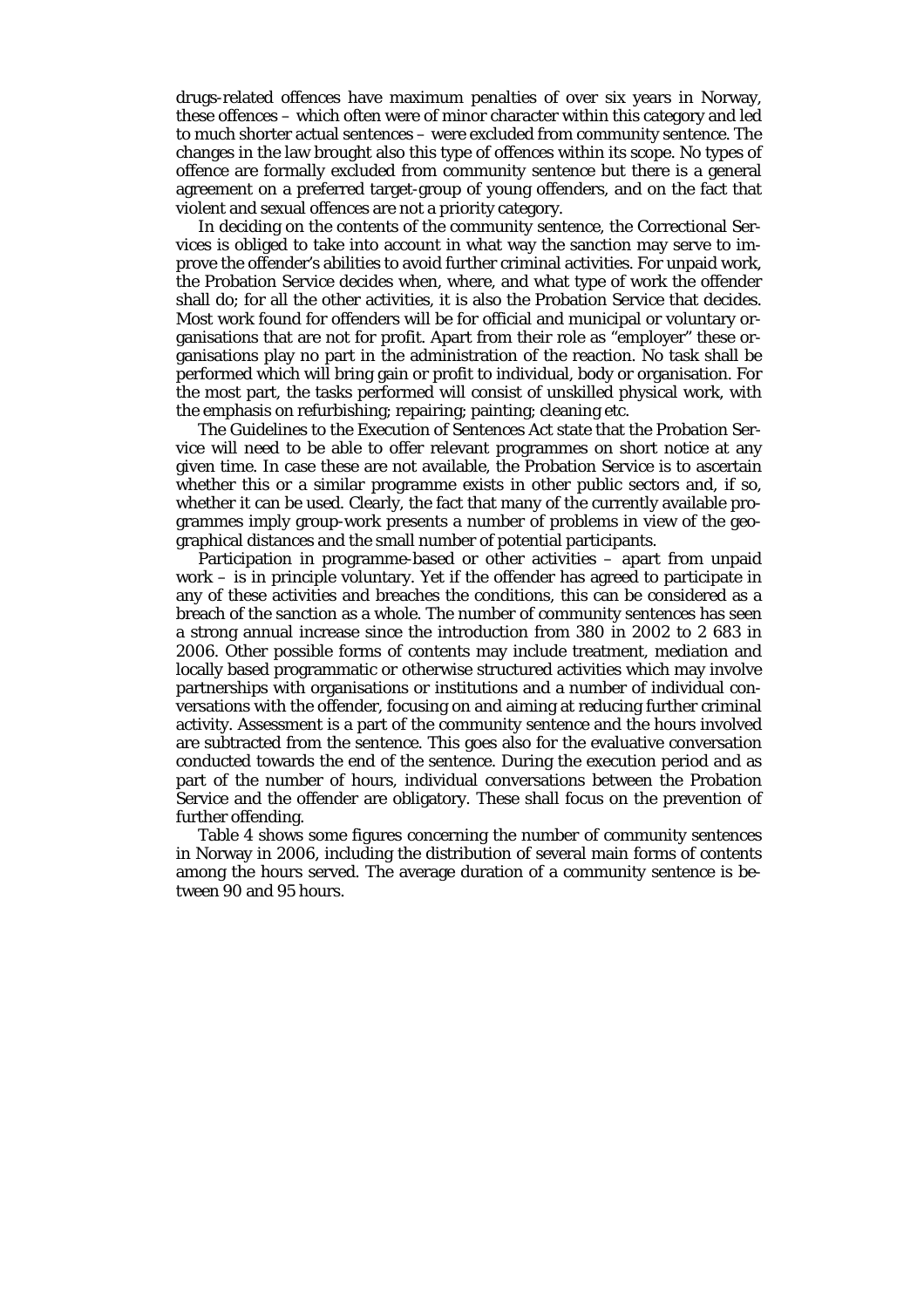drugs-related offences have maximum penalties of over six years in Norway, these offences – which often were of minor character within this category and led to much shorter actual sentences – were excluded from community sentence. The changes in the law brought also this type of offences within its scope. No types of offence are formally excluded from community sentence but there is a general agreement on a preferred target-group of young offenders, and on the fact that violent and sexual offences are not a priority category.

In deciding on the contents of the community sentence, the Correctional Services is obliged to take into account in what way the sanction may serve to improve the offender's abilities to avoid further criminal activities. For unpaid work, the Probation Service decides when, where, and what type of work the offender shall do; for all the other activities, it is also the Probation Service that decides. Most work found for offenders will be for official and municipal or voluntary organisations that are not for profit. Apart from their role as "employer" these organisations play no part in the administration of the reaction. No task shall be performed which will bring gain or profit to individual, body or organisation. For the most part, the tasks performed will consist of unskilled physical work, with the emphasis on refurbishing; repairing; painting; cleaning etc.

The Guidelines to the Execution of Sentences Act state that the Probation Service will need to be able to offer relevant programmes on short notice at any given time. In case these are not available, the Probation Service is to ascertain whether this or a similar programme exists in other public sectors and, if so, whether it can be used. Clearly, the fact that many of the currently available programmes imply group-work presents a number of problems in view of the geographical distances and the small number of potential participants.

Participation in programme-based or other activities – apart from unpaid work – is in principle voluntary. Yet if the offender has agreed to participate in any of these activities and breaches the conditions, this can be considered as a breach of the sanction as a whole. The number of community sentences has seen a strong annual increase since the introduction from 380 in 2002 to 2 683 in 2006. Other possible forms of contents may include treatment, mediation and locally based programmatic or otherwise structured activities which may involve partnerships with organisations or institutions and a number of individual conversations with the offender, focusing on and aiming at reducing further criminal activity. Assessment is a part of the community sentence and the hours involved are subtracted from the sentence. This goes also for the evaluative conversation conducted towards the end of the sentence. During the execution period and as part of the number of hours, individual conversations between the Probation Service and the offender are obligatory. These shall focus on the prevention of further offending.

Table 4 shows some figures concerning the number of community sentences in Norway in 2006, including the distribution of several main forms of contents among the hours served. The average duration of a community sentence is between 90 and 95 hours.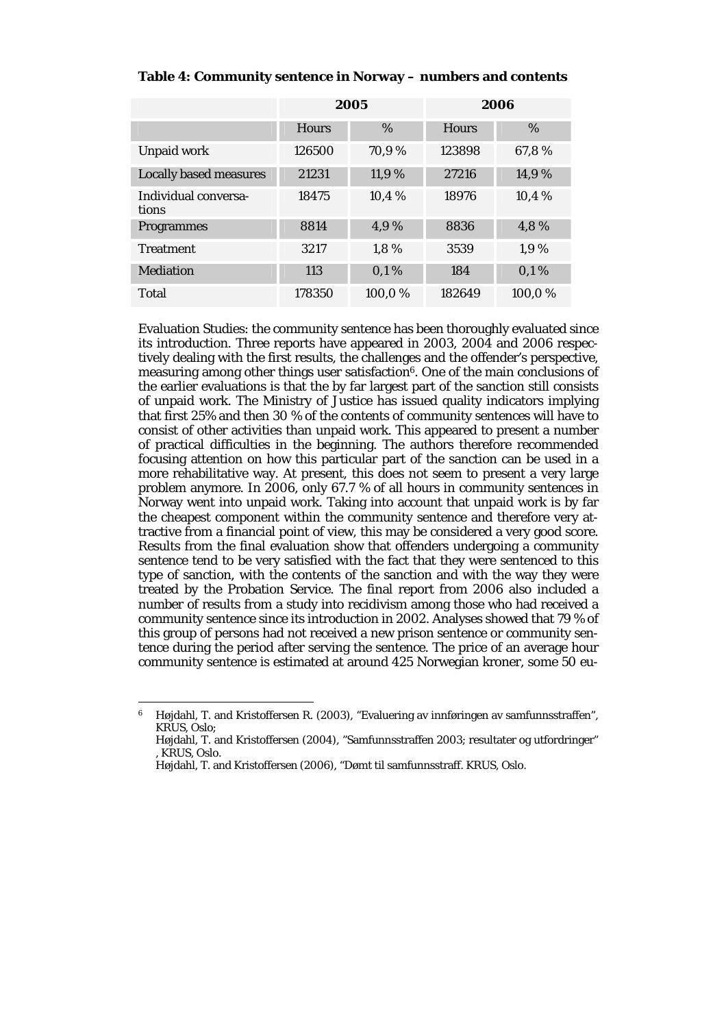**Table 4: Community sentence in Norway – numbers and contents**

| | 2005 | | 2006 | |
|---|---|---|---|---|
| | Hours | % | Hours | % |
| Unpaid work | 126500 | 70,9 % | 123898 | 67,8 % |
| Locally based measures | 21231 | 11,9 % | 27216 | 14,9 % |
| Individual conversations | 18475 | 10,4 % | 18976 | 10,4 % |
| Programmes | 8814 | 4,9 % | 8836 | 4,8 % |
| Treatment | 3217 | 1,8 % | 3539 | 1,9 % |
| Mediation | 113 | 0,1 % | 184 | 0,1 % |
| Total | 178350 | 100,0 % | 182649 | 100,0 % |

Evaluation Studies: the community sentence has been thoroughly evaluated since its introduction. Three reports have appeared in 2003, 2004 and 2006 respectively dealing with the first results, the challenges and the offender's perspective, measuring among other things user satisfaction[6]. One of the main conclusions of the earlier evaluations is that the by far largest part of the sanction still consists of unpaid work. The Ministry of Justice has issued quality indicators implying that first 25% and then 30 % of the contents of community sentences will have to consist of other activities than unpaid work. This appeared to present a number of practical difficulties in the beginning. The authors therefore recommended focusing attention on how this particular part of the sanction can be used in a more rehabilitative way. At present, this does not seem to present a very large problem anymore. In 2006, only 67.7 % of all hours in community sentences in Norway went into unpaid work. Taking into account that unpaid work is by far the cheapest component within the community sentence and therefore very attractive from a financial point of view, this may be considered a very good score. Results from the final evaluation show that offenders undergoing a community sentence tend to be very satisfied with the fact that they were sentenced to this type of sanction, with the contents of the sanction and with the way they were treated by the Probation Service. The final report from 2006 also included a number of results from a study into recidivism among those who had received a community sentence since its introduction in 2002. Analyses showed that 79 % of this group of persons had not received a new prison sentence or community sentence during the period after serving the sentence. The price of an average hour community sentence is estimated at around 425 Norwegian kroner, some 50 eu-

[6] Højdahl, T. and Kristoffersen R. (2003), "Evaluering av innføringen av samfunnsstraffen", KRUS, Oslo;
Højdahl, T. and Kristoffersen (2004), "Samfunnsstraffen 2003; resultater og utfordringer" , KRUS, Oslo.
Højdahl, T. and Kristoffersen (2006), "Dømt til samfunnsstraff. KRUS, Oslo.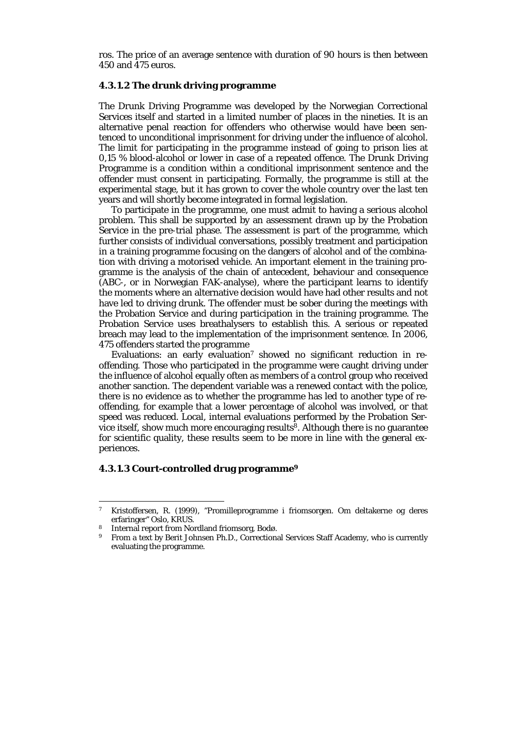ros. The price of an average sentence with duration of 90 hours is then between 450 and 475 euros.

#### 4.3.1.2 The drunk driving programme

The Drunk Driving Programme was developed by the Norwegian Correctional Services itself and started in a limited number of places in the nineties. It is an alternative penal reaction for offenders who otherwise would have been sentenced to unconditional imprisonment for driving under the influence of alcohol. The limit for participating in the programme instead of going to prison lies at 0,15 % blood-alcohol or lower in case of a repeated offence. The Drunk Driving Programme is a condition within a conditional imprisonment sentence and the offender must consent in participating. Formally, the programme is still at the experimental stage, but it has grown to cover the whole country over the last ten years and will shortly become integrated in formal legislation.

To participate in the programme, one must admit to having a serious alcohol problem. This shall be supported by an assessment drawn up by the Probation Service in the pre-trial phase. The assessment is part of the programme, which further consists of individual conversations, possibly treatment and participation in a training programme focusing on the dangers of alcohol and of the combination with driving a motorised vehicle. An important element in the training programme is the analysis of the chain of antecedent, behaviour and consequence (ABC-, or in Norwegian FAK-analyse), where the participant learns to identify the moments where an alternative decision would have had other results and not have led to driving drunk. The offender must be sober during the meetings with the Probation Service and during participation in the training programme. The Probation Service uses breathalysers to establish this. A serious or repeated breach may lead to the implementation of the imprisonment sentence. In 2006, 475 offenders started the programme

Evaluations: an early evaluation[7] showed no significant reduction in re-offending. Those who participated in the programme were caught driving under the influence of alcohol equally often as members of a control group who received another sanction. The dependent variable was a renewed contact with the police, there is no evidence as to whether the programme has led to another type of re-offending, for example that a lower percentage of alcohol was involved, or that speed was reduced. Local, internal evaluations performed by the Probation Service itself, show much more encouraging results[8]. Although there is no guarantee for scientific quality, these results seem to be more in line with the general experiences.

#### 4.3.1.3 Court-controlled drug programme[9]

---

[7] Kristoffersen, R. (1999), "Promilleprogramme i friomsorgen. Om deltakerne og deres erfaringer" Oslo, KRUS.

[8] Internal report from Nordland friomsorg, Bodø.

[9] From a text by Berit Johnsen Ph.D., Correctional Services Staff Academy, who is currently evaluating the programme.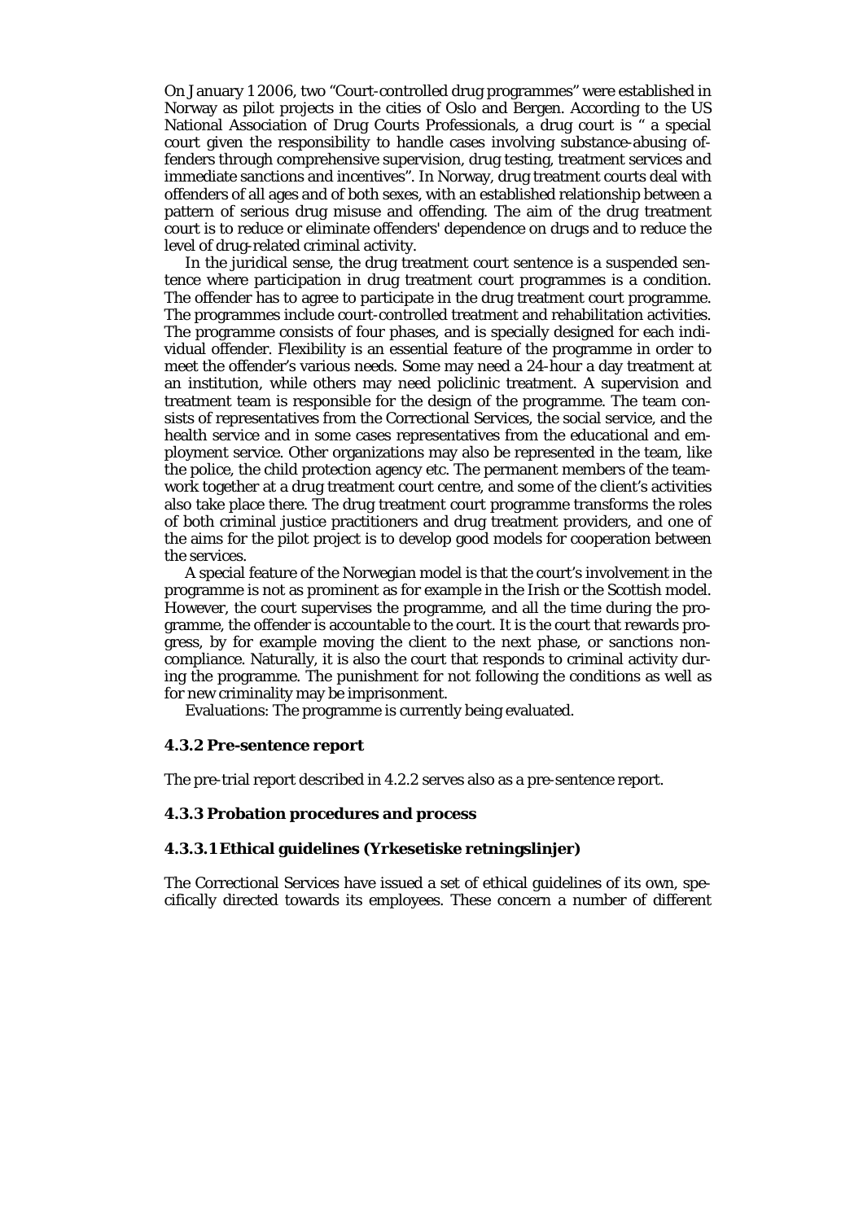On January 1 2006, two "Court-controlled drug programmes" were established in Norway as pilot projects in the cities of Oslo and Bergen. According to the US National Association of Drug Courts Professionals, a drug court is " a special court given the responsibility to handle cases involving substance-abusing offenders through comprehensive supervision, drug testing, treatment services and immediate sanctions and incentives". In Norway, drug treatment courts deal with offenders of all ages and of both sexes, with an established relationship between a pattern of serious drug misuse and offending. The aim of the drug treatment court is to reduce or eliminate offenders' dependence on drugs and to reduce the level of drug-related criminal activity.

In the juridical sense, the drug treatment court sentence is a suspended sentence where participation in drug treatment court programmes is a condition. The offender has to agree to participate in the drug treatment court programme. The programmes include court-controlled treatment and rehabilitation activities. The programme consists of four phases, and is specially designed for each individual offender. Flexibility is an essential feature of the programme in order to meet the offender's various needs. Some may need a 24-hour a day treatment at an institution, while others may need policlinic treatment. A supervision and treatment team is responsible for the design of the programme. The team consists of representatives from the Correctional Services, the social service, and the health service and in some cases representatives from the educational and employment service. Other organizations may also be represented in the team, like the police, the child protection agency etc. The permanent members of the teamwork together at a drug treatment court centre, and some of the client's activities also take place there. The drug treatment court programme transforms the roles of both criminal justice practitioners and drug treatment providers, and one of the aims for the pilot project is to develop good models for cooperation between the services.

A special feature of the Norwegian model is that the court's involvement in the programme is not as prominent as for example in the Irish or the Scottish model. However, the court supervises the programme, and all the time during the programme, the offender is accountable to the court. It is the court that rewards progress, by for example moving the client to the next phase, or sanctions noncompliance. Naturally, it is also the court that responds to criminal activity during the programme. The punishment for not following the conditions as well as for new criminality may be imprisonment.

Evaluations: The programme is currently being evaluated.

#### 4.3.2 Pre-sentence report

The pre-trial report described in 4.2.2 serves also as a pre-sentence report.

#### 4.3.3 Probation procedures and process

#### 4.3.3.1 Ethical guidelines (Yrkesetiske retningslinjer)

The Correctional Services have issued a set of ethical guidelines of its own, specifically directed towards its employees. These concern a number of different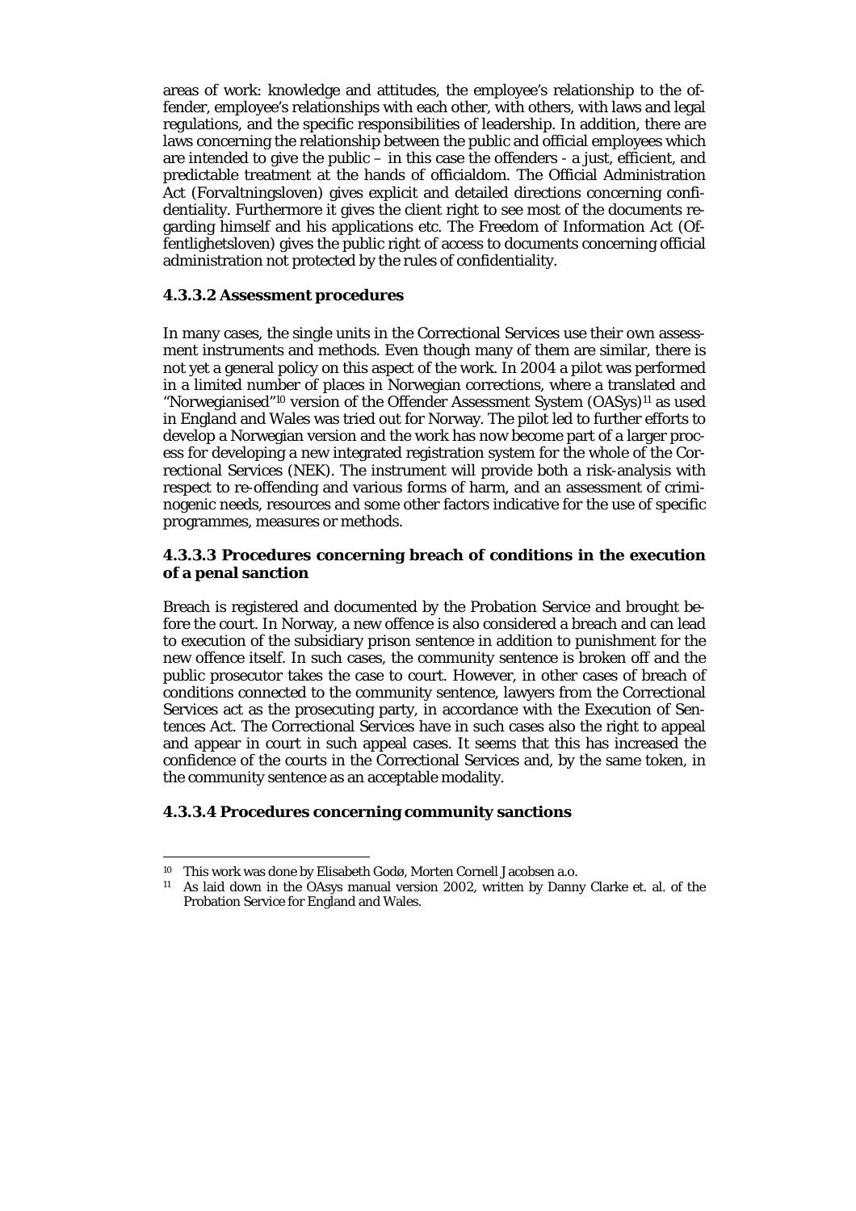areas of work: knowledge and attitudes, the employee's relationship to the offender, employee's relationships with each other, with others, with laws and legal regulations, and the specific responsibilities of leadership. In addition, there are laws concerning the relationship between the public and official employees which are intended to give the public – in this case the offenders - a just, efficient, and predictable treatment at the hands of officialdom. The Official Administration Act (Forvaltningsloven) gives explicit and detailed directions concerning confidentiality. Furthermore it gives the client right to see most of the documents regarding himself and his applications etc. The Freedom of Information Act (Offentlighetsloven) gives the public right of access to documents concerning official administration not protected by the rules of confidentiality.

#### 4.3.3.2 Assessment procedures

In many cases, the single units in the Correctional Services use their own assessment instruments and methods. Even though many of them are similar, there is not yet a general policy on this aspect of the work. In 2004 a pilot was performed in a limited number of places in Norwegian corrections, where a translated and "Norwegianised"[10] version of the Offender Assessment System (OASys)[11] as used in England and Wales was tried out for Norway. The pilot led to further efforts to develop a Norwegian version and the work has now become part of a larger process for developing a new integrated registration system for the whole of the Correctional Services (NEK). The instrument will provide both a risk-analysis with respect to re-offending and various forms of harm, and an assessment of criminogenic needs, resources and some other factors indicative for the use of specific programmes, measures or methods.

#### 4.3.3.3 Procedures concerning breach of conditions in the execution of a penal sanction

Breach is registered and documented by the Probation Service and brought before the court. In Norway, a new offence is also considered a breach and can lead to execution of the subsidiary prison sentence in addition to punishment for the new offence itself. In such cases, the community sentence is broken off and the public prosecutor takes the case to court. However, in other cases of breach of conditions connected to the community sentence, lawyers from the Correctional Services act as the prosecuting party, in accordance with the Execution of Sentences Act. The Correctional Services have in such cases also the right to appeal and appear in court in such appeal cases. It seems that this has increased the confidence of the courts in the Correctional Services and, by the same token, in the community sentence as an acceptable modality.

#### 4.3.3.4 Procedures concerning community sanctions

---

[10] This work was done by Elisabeth Godø, Morten Cornell Jacobsen a.o.

[11] As laid down in the OAsys manual version 2002, written by Danny Clarke et. al. of the Probation Service for England and Wales.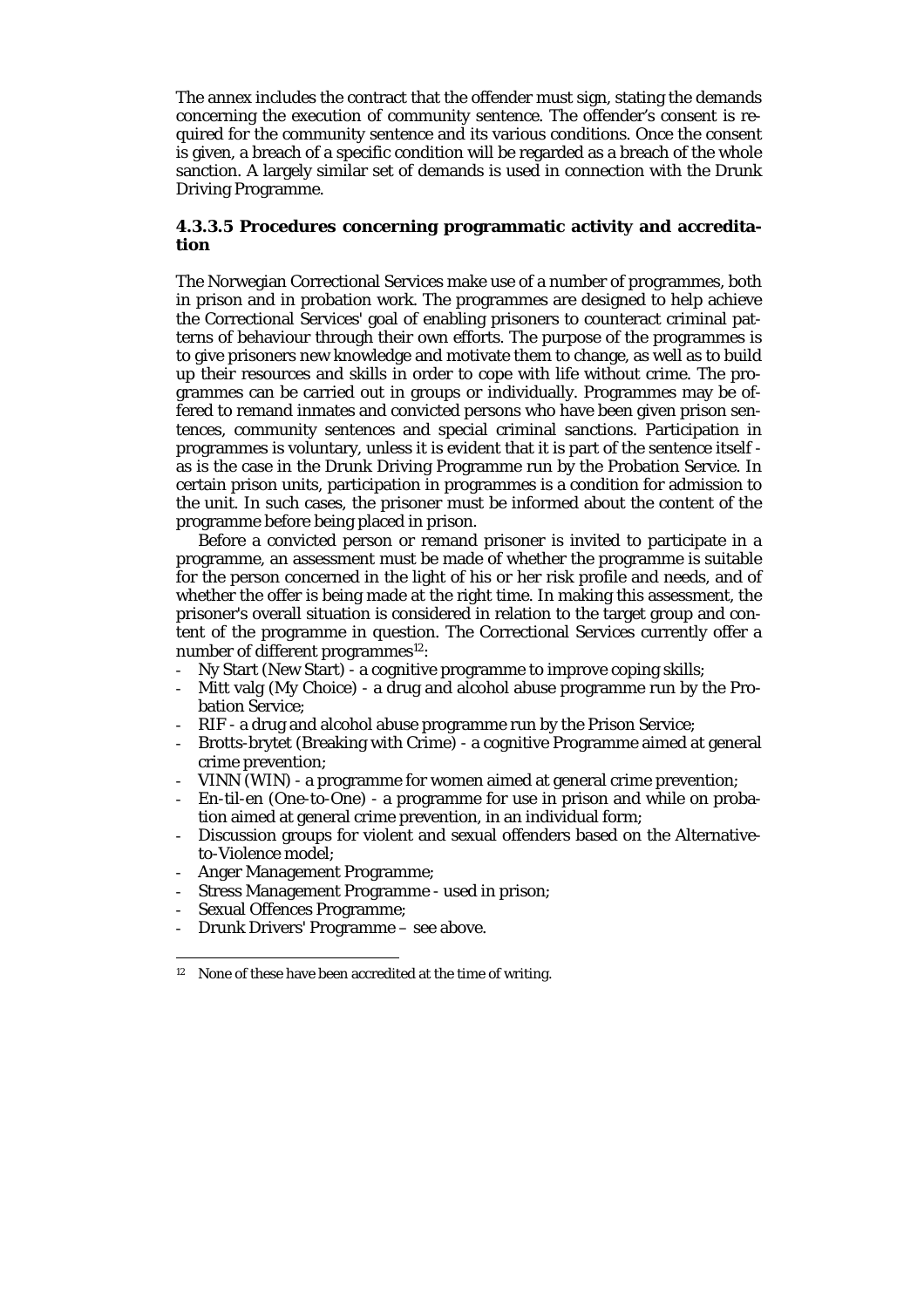The annex includes the contract that the offender must sign, stating the demands concerning the execution of community sentence. The offender's consent is required for the community sentence and its various conditions. Once the consent is given, a breach of a specific condition will be regarded as a breach of the whole sanction. A largely similar set of demands is used in connection with the Drunk Driving Programme.

#### 4.3.3.5 Procedures concerning programmatic activity and accreditation

The Norwegian Correctional Services make use of a number of programmes, both in prison and in probation work. The programmes are designed to help achieve the Correctional Services' goal of enabling prisoners to counteract criminal patterns of behaviour through their own efforts. The purpose of the programmes is to give prisoners new knowledge and motivate them to change, as well as to build up their resources and skills in order to cope with life without crime. The programmes can be carried out in groups or individually. Programmes may be offered to remand inmates and convicted persons who have been given prison sentences, community sentences and special criminal sanctions. Participation in programmes is voluntary, unless it is evident that it is part of the sentence itself - as is the case in the Drunk Driving Programme run by the Probation Service. In certain prison units, participation in programmes is a condition for admission to the unit. In such cases, the prisoner must be informed about the content of the programme before being placed in prison.

Before a convicted person or remand prisoner is invited to participate in a programme, an assessment must be made of whether the programme is suitable for the person concerned in the light of his or her risk profile and needs, and of whether the offer is being made at the right time. In making this assessment, the prisoner's overall situation is considered in relation to the target group and content of the programme in question. The Correctional Services currently offer a number of different programmes[12]:

- Ny Start (New Start) - a cognitive programme to improve coping skills;
- Mitt valg (My Choice) - a drug and alcohol abuse programme run by the Probation Service;
- RIF - a drug and alcohol abuse programme run by the Prison Service;
- Brotts-brytet (Breaking with Crime) - a cognitive Programme aimed at general crime prevention;
- VINN (WIN) - a programme for women aimed at general crime prevention;
- En-til-en (One-to-One) - a programme for use in prison and while on probation aimed at general crime prevention, in an individual form;
- Discussion groups for violent and sexual offenders based on the Alternative-to-Violence model;
- Anger Management Programme;
- Stress Management Programme - used in prison;
- Sexual Offences Programme;
- Drunk Drivers' Programme – see above.

[12] None of these have been accredited at the time of writing.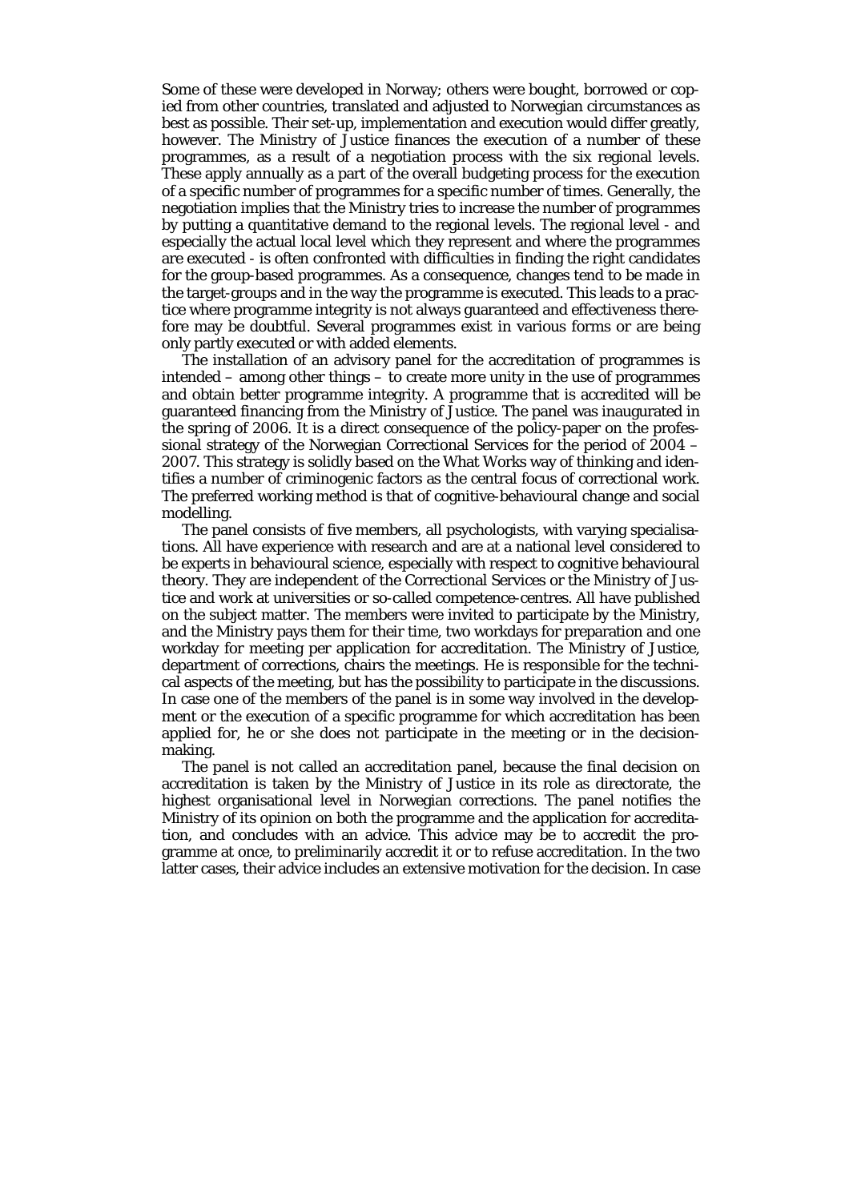Some of these were developed in Norway; others were bought, borrowed or copied from other countries, translated and adjusted to Norwegian circumstances as best as possible. Their set-up, implementation and execution would differ greatly, however. The Ministry of Justice finances the execution of a number of these programmes, as a result of a negotiation process with the six regional levels. These apply annually as a part of the overall budgeting process for the execution of a specific number of programmes for a specific number of times. Generally, the negotiation implies that the Ministry tries to increase the number of programmes by putting a quantitative demand to the regional levels. The regional level - and especially the actual local level which they represent and where the programmes are executed - is often confronted with difficulties in finding the right candidates for the group-based programmes. As a consequence, changes tend to be made in the target-groups and in the way the programme is executed. This leads to a practice where programme integrity is not always guaranteed and effectiveness therefore may be doubtful. Several programmes exist in various forms or are being only partly executed or with added elements.

The installation of an advisory panel for the accreditation of programmes is intended – among other things – to create more unity in the use of programmes and obtain better programme integrity. A programme that is accredited will be guaranteed financing from the Ministry of Justice. The panel was inaugurated in the spring of 2006. It is a direct consequence of the policy-paper on the professional strategy of the Norwegian Correctional Services for the period of 2004 – 2007. This strategy is solidly based on the What Works way of thinking and identifies a number of criminogenic factors as the central focus of correctional work. The preferred working method is that of cognitive-behavioural change and social modelling.

The panel consists of five members, all psychologists, with varying specialisations. All have experience with research and are at a national level considered to be experts in behavioural science, especially with respect to cognitive behavioural theory. They are independent of the Correctional Services or the Ministry of Justice and work at universities or so-called competence-centres. All have published on the subject matter. The members were invited to participate by the Ministry, and the Ministry pays them for their time, two workdays for preparation and one workday for meeting per application for accreditation. The Ministry of Justice, department of corrections, chairs the meetings. He is responsible for the technical aspects of the meeting, but has the possibility to participate in the discussions. In case one of the members of the panel is in some way involved in the development or the execution of a specific programme for which accreditation has been applied for, he or she does not participate in the meeting or in the decision-making.

The panel is not called an accreditation panel, because the final decision on accreditation is taken by the Ministry of Justice in its role as directorate, the highest organisational level in Norwegian corrections. The panel notifies the Ministry of its opinion on both the programme and the application for accreditation, and concludes with an advice. This advice may be to accredit the programme at once, to preliminarily accredit it or to refuse accreditation. In the two latter cases, their advice includes an extensive motivation for the decision. In case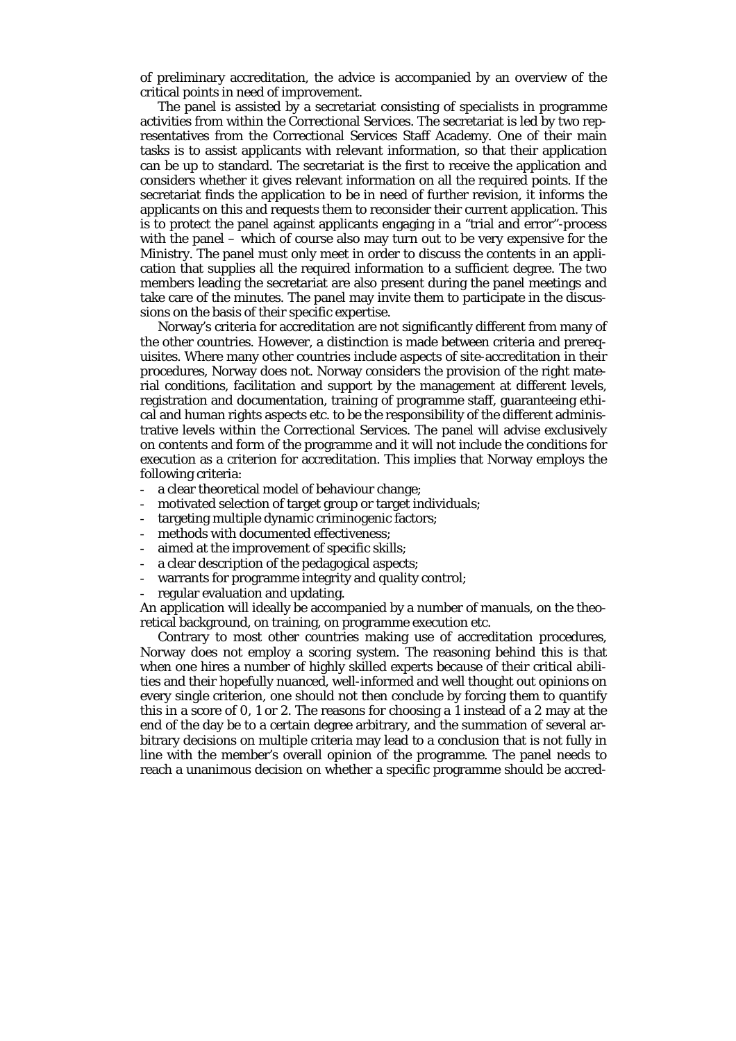of preliminary accreditation, the advice is accompanied by an overview of the critical points in need of improvement.

The panel is assisted by a secretariat consisting of specialists in programme activities from within the Correctional Services. The secretariat is led by two representatives from the Correctional Services Staff Academy. One of their main tasks is to assist applicants with relevant information, so that their application can be up to standard. The secretariat is the first to receive the application and considers whether it gives relevant information on all the required points. If the secretariat finds the application to be in need of further revision, it informs the applicants on this and requests them to reconsider their current application. This is to protect the panel against applicants engaging in a "trial and error"-process with the panel – which of course also may turn out to be very expensive for the Ministry. The panel must only meet in order to discuss the contents in an application that supplies all the required information to a sufficient degree. The two members leading the secretariat are also present during the panel meetings and take care of the minutes. The panel may invite them to participate in the discussions on the basis of their specific expertise.

Norway's criteria for accreditation are not significantly different from many of the other countries. However, a distinction is made between criteria and prerequisites. Where many other countries include aspects of site-accreditation in their procedures, Norway does not. Norway considers the provision of the right material conditions, facilitation and support by the management at different levels, registration and documentation, training of programme staff, guaranteeing ethical and human rights aspects etc. to be the responsibility of the different administrative levels within the Correctional Services. The panel will advise exclusively on contents and form of the programme and it will not include the conditions for execution as a criterion for accreditation. This implies that Norway employs the following criteria:

- a clear theoretical model of behaviour change;
- motivated selection of target group or target individuals;
- targeting multiple dynamic criminogenic factors;
- methods with documented effectiveness;
- aimed at the improvement of specific skills;
- a clear description of the pedagogical aspects;
- warrants for programme integrity and quality control;
- regular evaluation and updating.

An application will ideally be accompanied by a number of manuals, on the theoretical background, on training, on programme execution etc.

Contrary to most other countries making use of accreditation procedures, Norway does not employ a scoring system. The reasoning behind this is that when one hires a number of highly skilled experts because of their critical abilities and their hopefully nuanced, well-informed and well thought out opinions on every single criterion, one should not then conclude by forcing them to quantify this in a score of 0, 1 or 2. The reasons for choosing a 1 instead of a 2 may at the end of the day be to a certain degree arbitrary, and the summation of several arbitrary decisions on multiple criteria may lead to a conclusion that is not fully in line with the member's overall opinion of the programme. The panel needs to reach a unanimous decision on whether a specific programme should be accred-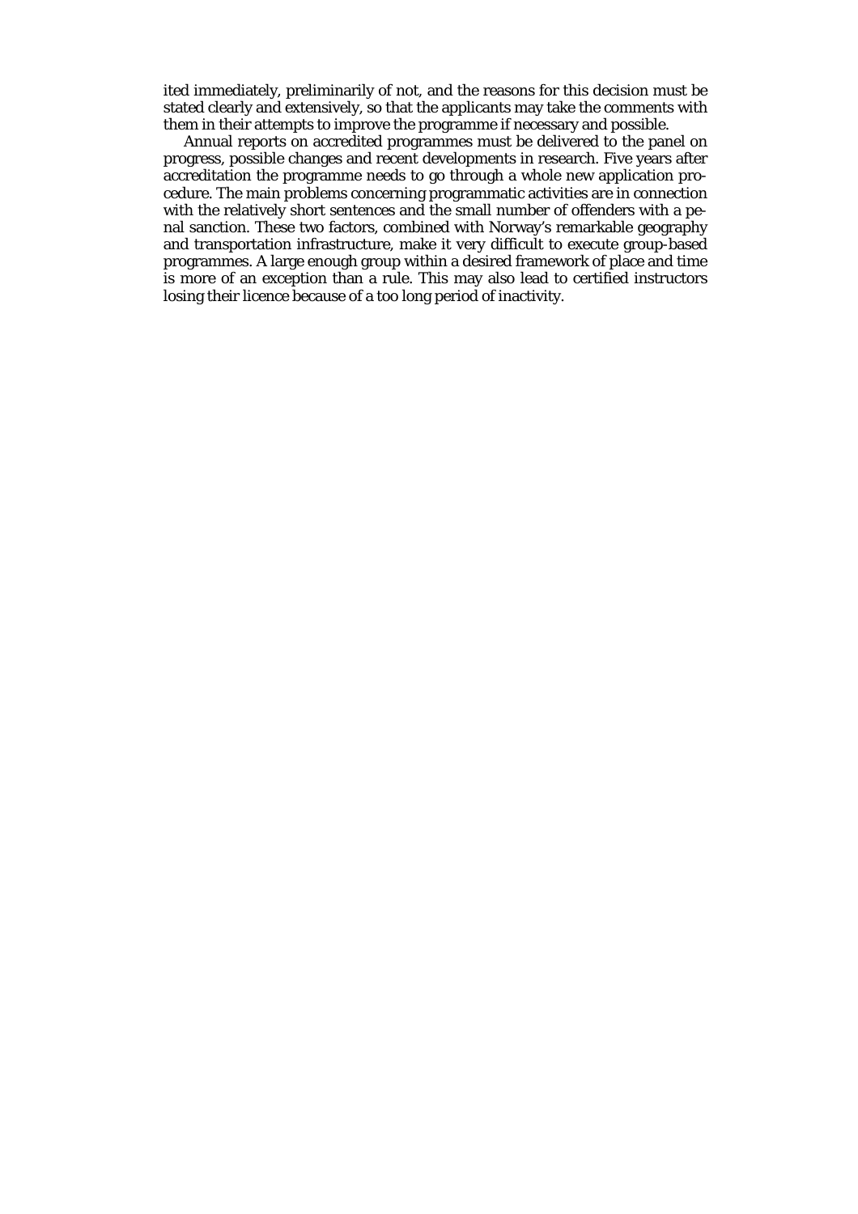ited immediately, preliminarily of not, and the reasons for this decision must be stated clearly and extensively, so that the applicants may take the comments with them in their attempts to improve the programme if necessary and possible.

Annual reports on accredited programmes must be delivered to the panel on progress, possible changes and recent developments in research. Five years after accreditation the programme needs to go through a whole new application procedure. The main problems concerning programmatic activities are in connection with the relatively short sentences and the small number of offenders with a penal sanction. These two factors, combined with Norway's remarkable geography and transportation infrastructure, make it very difficult to execute group-based programmes. A large enough group within a desired framework of place and time is more of an exception than a rule. This may also lead to certified instructors losing their licence because of a too long period of inactivity.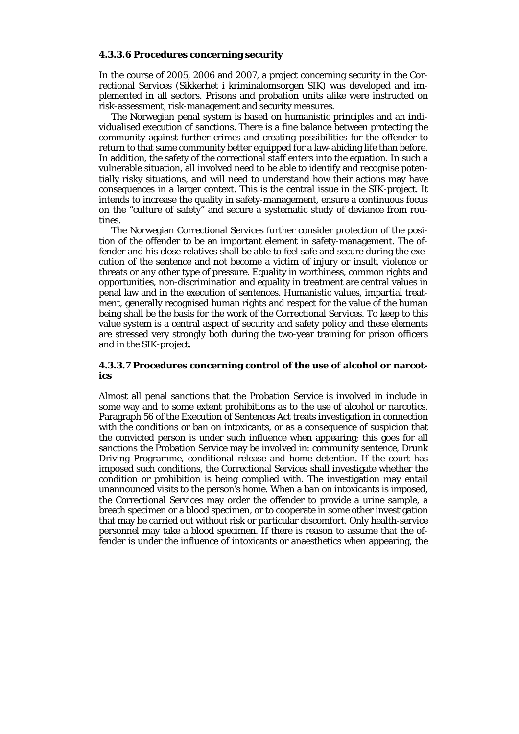#### 4.3.3.6 Procedures concerning security

In the course of 2005, 2006 and 2007, a project concerning security in the Correctional Services (Sikkerhet i kriminalomsorgen SIK) was developed and implemented in all sectors. Prisons and probation units alike were instructed on risk-assessment, risk-management and security measures.

The Norwegian penal system is based on humanistic principles and an individualised execution of sanctions. There is a fine balance between protecting the community against further crimes and creating possibilities for the offender to return to that same community better equipped for a law-abiding life than before. In addition, the safety of the correctional staff enters into the equation. In such a vulnerable situation, all involved need to be able to identify and recognise potentially risky situations, and will need to understand how their actions may have consequences in a larger context. This is the central issue in the SIK-project. It intends to increase the quality in safety-management, ensure a continuous focus on the "culture of safety" and secure a systematic study of deviance from routines.

The Norwegian Correctional Services further consider protection of the position of the offender to be an important element in safety-management. The offender and his close relatives shall be able to feel safe and secure during the execution of the sentence and not become a victim of injury or insult, violence or threats or any other type of pressure. Equality in worthiness, common rights and opportunities, non-discrimination and equality in treatment are central values in penal law and in the execution of sentences. Humanistic values, impartial treatment, generally recognised human rights and respect for the value of the human being shall be the basis for the work of the Correctional Services. To keep to this value system is a central aspect of security and safety policy and these elements are stressed very strongly both during the two-year training for prison officers and in the SIK-project.

#### 4.3.3.7 Procedures concerning control of the use of alcohol or narcotics

Almost all penal sanctions that the Probation Service is involved in include in some way and to some extent prohibitions as to the use of alcohol or narcotics. Paragraph 56 of the Execution of Sentences Act treats investigation in connection with the conditions or ban on intoxicants, or as a consequence of suspicion that the convicted person is under such influence when appearing; this goes for all sanctions the Probation Service may be involved in: community sentence, Drunk Driving Programme, conditional release and home detention. If the court has imposed such conditions, the Correctional Services shall investigate whether the condition or prohibition is being complied with. The investigation may entail unannounced visits to the person's home. When a ban on intoxicants is imposed, the Correctional Services may order the offender to provide a urine sample, a breath specimen or a blood specimen, or to cooperate in some other investigation that may be carried out without risk or particular discomfort. Only health-service personnel may take a blood specimen. If there is reason to assume that the offender is under the influence of intoxicants or anaesthetics when appearing, the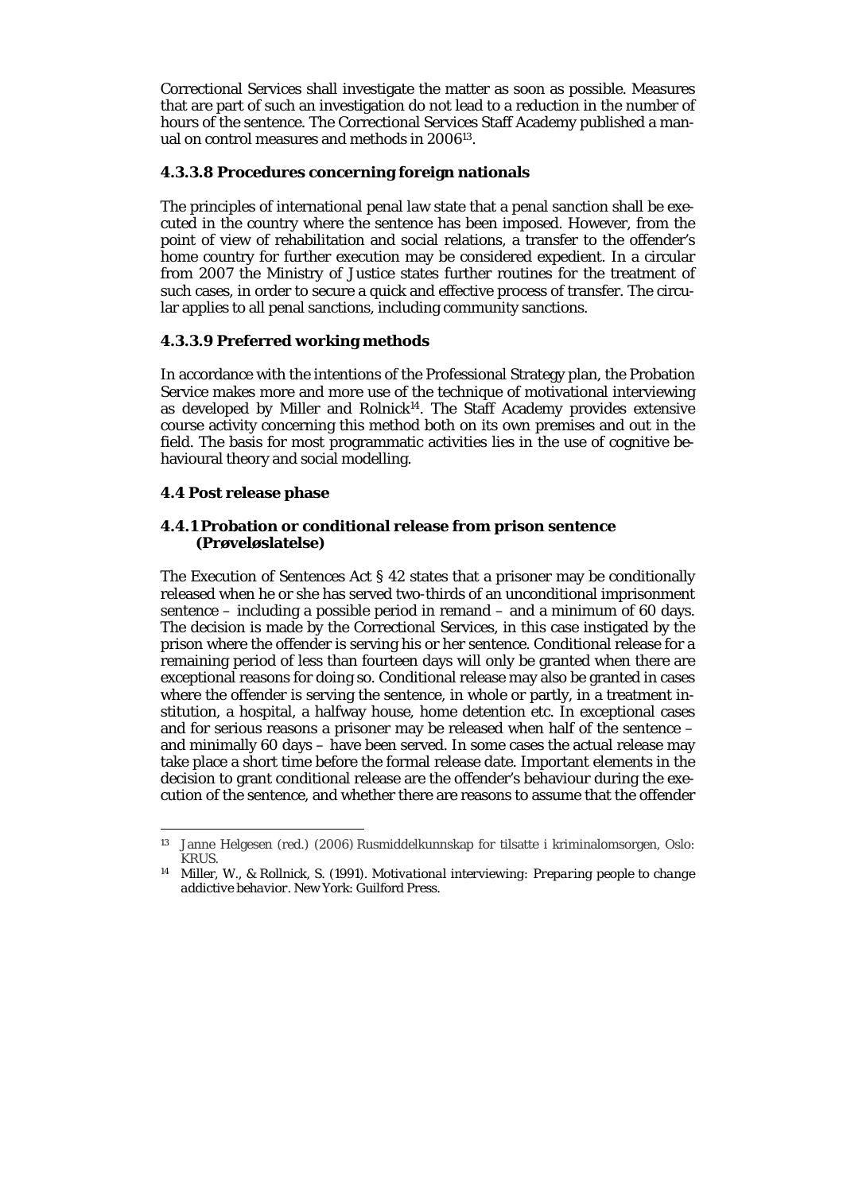Correctional Services shall investigate the matter as soon as possible. Measures that are part of such an investigation do not lead to a reduction in the number of hours of the sentence. The Correctional Services Staff Academy published a manual on control measures and methods in 2006[13].

#### 4.3.3.8 Procedures concerning foreign nationals

The principles of international penal law state that a penal sanction shall be executed in the country where the sentence has been imposed. However, from the point of view of rehabilitation and social relations, a transfer to the offender's home country for further execution may be considered expedient. In a circular from 2007 the Ministry of Justice states further routines for the treatment of such cases, in order to secure a quick and effective process of transfer. The circular applies to all penal sanctions, including community sanctions.

#### 4.3.3.9 Preferred working methods

In accordance with the intentions of the Professional Strategy plan, the Probation Service makes more and more use of the technique of motivational interviewing as developed by Miller and Rolnick[14]. The Staff Academy provides extensive course activity concerning this method both on its own premises and out in the field. The basis for most programmatic activities lies in the use of cognitive behavioural theory and social modelling.

## 4.4 Post release phase

### 4.4.1 Probation or conditional release from prison sentence (Prøveløslatelse)

The Execution of Sentences Act § 42 states that a prisoner may be conditionally released when he or she has served two-thirds of an unconditional imprisonment sentence – including a possible period in remand – and a minimum of 60 days. The decision is made by the Correctional Services, in this case instigated by the prison where the offender is serving his or her sentence. Conditional release for a remaining period of less than fourteen days will only be granted when there are exceptional reasons for doing so. Conditional release may also be granted in cases where the offender is serving the sentence, in whole or partly, in a treatment institution, a hospital, a halfway house, home detention etc. In exceptional cases and for serious reasons a prisoner may be released when half of the sentence – and minimally 60 days – have been served. In some cases the actual release may take place a short time before the formal release date. Important elements in the decision to grant conditional release are the offender's behaviour during the execution of the sentence, and whether there are reasons to assume that the offender

---

[13] Janne Helgesen (red.) (2006) Rusmiddelkunnskap for tilsatte i kriminalomsorgen, Oslo: KRUS.

[14] Miller, W., & Rollnick, S. (1991). *Motivational interviewing: Preparing people to change addictive behavior*. New York: Guilford Press.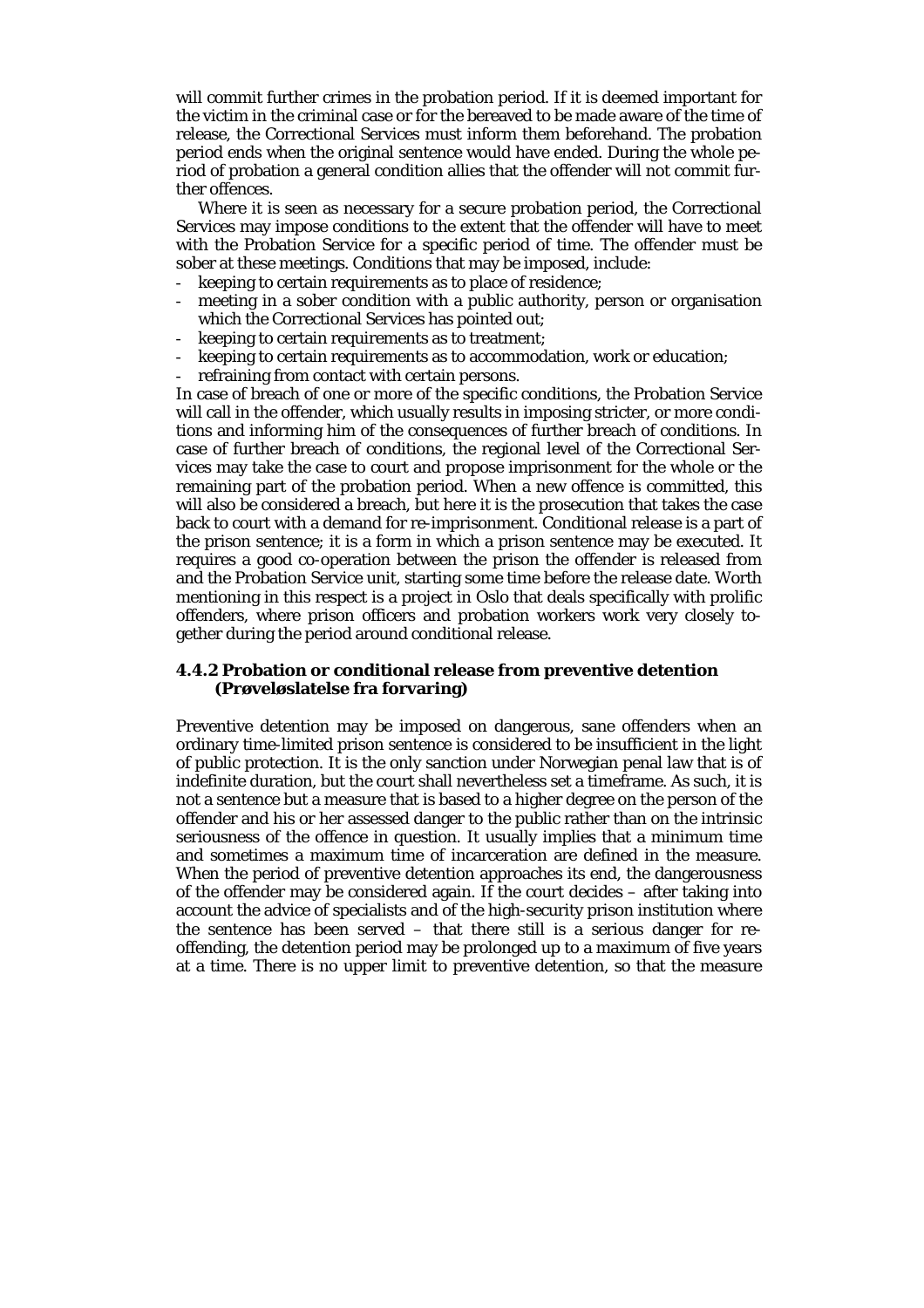will commit further crimes in the probation period. If it is deemed important for the victim in the criminal case or for the bereaved to be made aware of the time of release, the Correctional Services must inform them beforehand. The probation period ends when the original sentence would have ended. During the whole period of probation a general condition allies that the offender will not commit further offences.

Where it is seen as necessary for a secure probation period, the Correctional Services may impose conditions to the extent that the offender will have to meet with the Probation Service for a specific period of time. The offender must be sober at these meetings. Conditions that may be imposed, include:

- keeping to certain requirements as to place of residence;
- meeting in a sober condition with a public authority, person or organisation which the Correctional Services has pointed out;
- keeping to certain requirements as to treatment;
- keeping to certain requirements as to accommodation, work or education;
- refraining from contact with certain persons.

In case of breach of one or more of the specific conditions, the Probation Service will call in the offender, which usually results in imposing stricter, or more conditions and informing him of the consequences of further breach of conditions. In case of further breach of conditions, the regional level of the Correctional Services may take the case to court and propose imprisonment for the whole or the remaining part of the probation period. When a new offence is committed, this will also be considered a breach, but here it is the prosecution that takes the case back to court with a demand for re-imprisonment. Conditional release is a part of the prison sentence; it is a form in which a prison sentence may be executed. It requires a good co-operation between the prison the offender is released from and the Probation Service unit, starting some time before the release date. Worth mentioning in this respect is a project in Oslo that deals specifically with prolific offenders, where prison officers and probation workers work very closely together during the period around conditional release.

### 4.4.2 Probation or conditional release from preventive detention (Prøveløslatelse fra forvaring)

Preventive detention may be imposed on dangerous, sane offenders when an ordinary time-limited prison sentence is considered to be insufficient in the light of public protection. It is the only sanction under Norwegian penal law that is of indefinite duration, but the court shall nevertheless set a timeframe. As such, it is not a sentence but a measure that is based to a higher degree on the person of the offender and his or her assessed danger to the public rather than on the intrinsic seriousness of the offence in question. It usually implies that a minimum time and sometimes a maximum time of incarceration are defined in the measure. When the period of preventive detention approaches its end, the dangerousness of the offender may be considered again. If the court decides – after taking into account the advice of specialists and of the high-security prison institution where the sentence has been served – that there still is a serious danger for re-offending, the detention period may be prolonged up to a maximum of five years at a time. There is no upper limit to preventive detention, so that the measure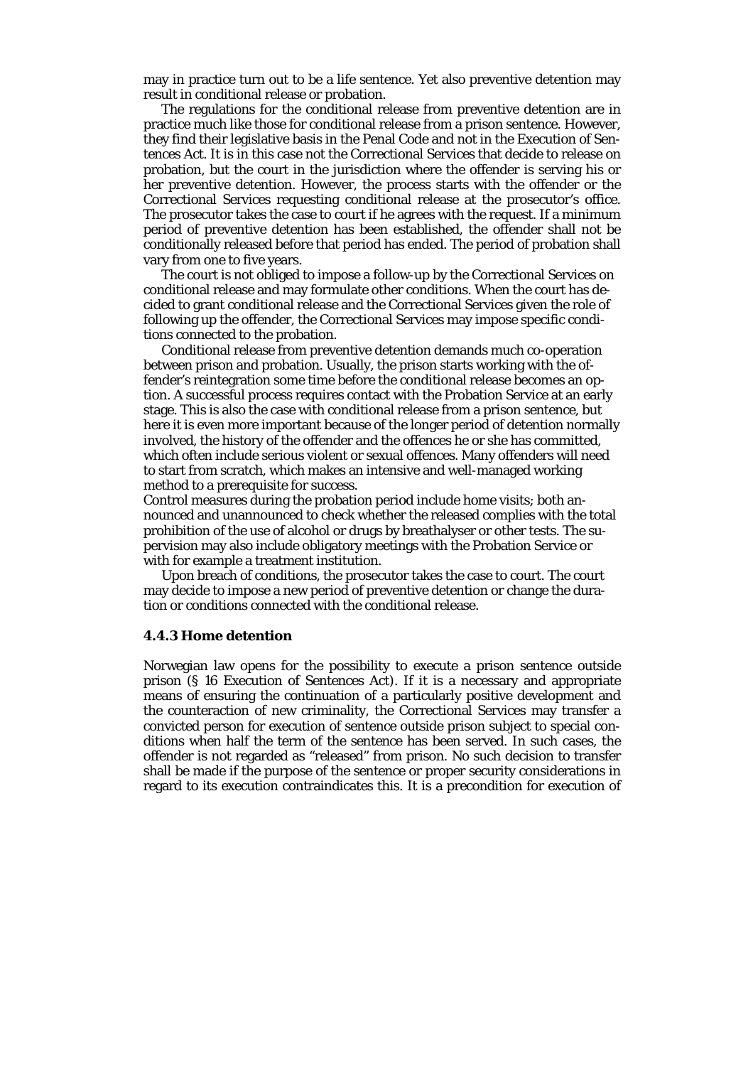may in practice turn out to be a life sentence. Yet also preventive detention may result in conditional release or probation.

The regulations for the conditional release from preventive detention are in practice much like those for conditional release from a prison sentence. However, they find their legislative basis in the Penal Code and not in the Execution of Sentences Act. It is in this case not the Correctional Services that decide to release on probation, but the court in the jurisdiction where the offender is serving his or her preventive detention. However, the process starts with the offender or the Correctional Services requesting conditional release at the prosecutor's office. The prosecutor takes the case to court if he agrees with the request. If a minimum period of preventive detention has been established, the offender shall not be conditionally released before that period has ended. The period of probation shall vary from one to five years.

The court is not obliged to impose a follow-up by the Correctional Services on conditional release and may formulate other conditions. When the court has decided to grant conditional release and the Correctional Services given the role of following up the offender, the Correctional Services may impose specific conditions connected to the probation.

Conditional release from preventive detention demands much co-operation between prison and probation. Usually, the prison starts working with the offender's reintegration some time before the conditional release becomes an option. A successful process requires contact with the Probation Service at an early stage. This is also the case with conditional release from a prison sentence, but here it is even more important because of the longer period of detention normally involved, the history of the offender and the offences he or she has committed, which often include serious violent or sexual offences. Many offenders will need to start from scratch, which makes an intensive and well-managed working method to a prerequisite for success.

Control measures during the probation period include home visits; both announced and unannounced to check whether the released complies with the total prohibition of the use of alcohol or drugs by breathalyser or other tests. The supervision may also include obligatory meetings with the Probation Service or with for example a treatment institution.

Upon breach of conditions, the prosecutor takes the case to court. The court may decide to impose a new period of preventive detention or change the duration or conditions connected with the conditional release.

### 4.4.3 Home detention

Norwegian law opens for the possibility to execute a prison sentence outside prison (§ 16 Execution of Sentences Act). If it is a necessary and appropriate means of ensuring the continuation of a particularly positive development and the counteraction of new criminality, the Correctional Services may transfer a convicted person for execution of sentence outside prison subject to special conditions when half the term of the sentence has been served. In such cases, the offender is not regarded as "released" from prison. No such decision to transfer shall be made if the purpose of the sentence or proper security considerations in regard to its execution contraindicates this. It is a precondition for execution of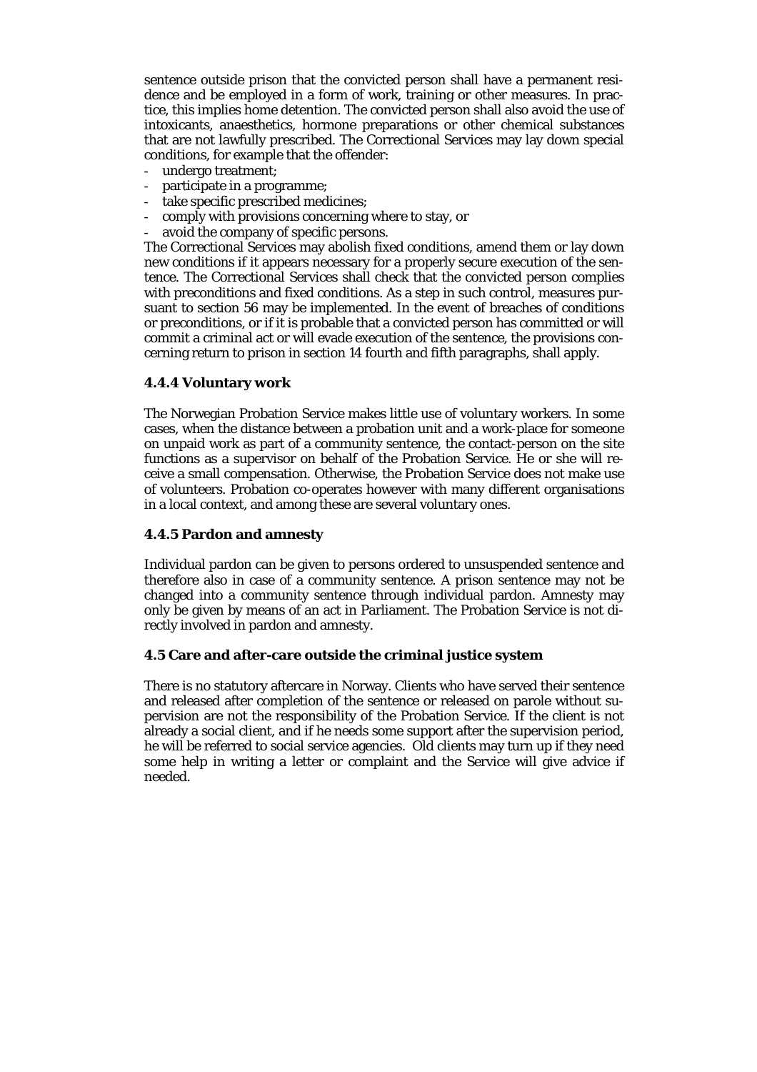sentence outside prison that the convicted person shall have a permanent residence and be employed in a form of work, training or other measures. In practice, this implies home detention. The convicted person shall also avoid the use of intoxicants, anaesthetics, hormone preparations or other chemical substances that are not lawfully prescribed. The Correctional Services may lay down special conditions, for example that the offender:

- undergo treatment;
- participate in a programme;
- take specific prescribed medicines;
- comply with provisions concerning where to stay, or
- avoid the company of specific persons.

The Correctional Services may abolish fixed conditions, amend them or lay down new conditions if it appears necessary for a properly secure execution of the sentence. The Correctional Services shall check that the convicted person complies with preconditions and fixed conditions. As a step in such control, measures pursuant to section 56 may be implemented. In the event of breaches of conditions or preconditions, or if it is probable that a convicted person has committed or will commit a criminal act or will evade execution of the sentence, the provisions concerning return to prison in section 14 fourth and fifth paragraphs, shall apply.

### 4.4.4 Voluntary work

The Norwegian Probation Service makes little use of voluntary workers. In some cases, when the distance between a probation unit and a work-place for someone on unpaid work as part of a community sentence, the contact-person on the site functions as a supervisor on behalf of the Probation Service. He or she will receive a small compensation. Otherwise, the Probation Service does not make use of volunteers. Probation co-operates however with many different organisations in a local context, and among these are several voluntary ones.

### 4.4.5 Pardon and amnesty

Individual pardon can be given to persons ordered to unsuspended sentence and therefore also in case of a community sentence. A prison sentence may not be changed into a community sentence through individual pardon. Amnesty may only be given by means of an act in Parliament. The Probation Service is not directly involved in pardon and amnesty.

### 4.5 Care and after-care outside the criminal justice system

There is no statutory aftercare in Norway. Clients who have served their sentence and released after completion of the sentence or released on parole without supervision are not the responsibility of the Probation Service. If the client is not already a social client, and if he needs some support after the supervision period, he will be referred to social service agencies. Old clients may turn up if they need some help in writing a letter or complaint and the Service will give advice if needed.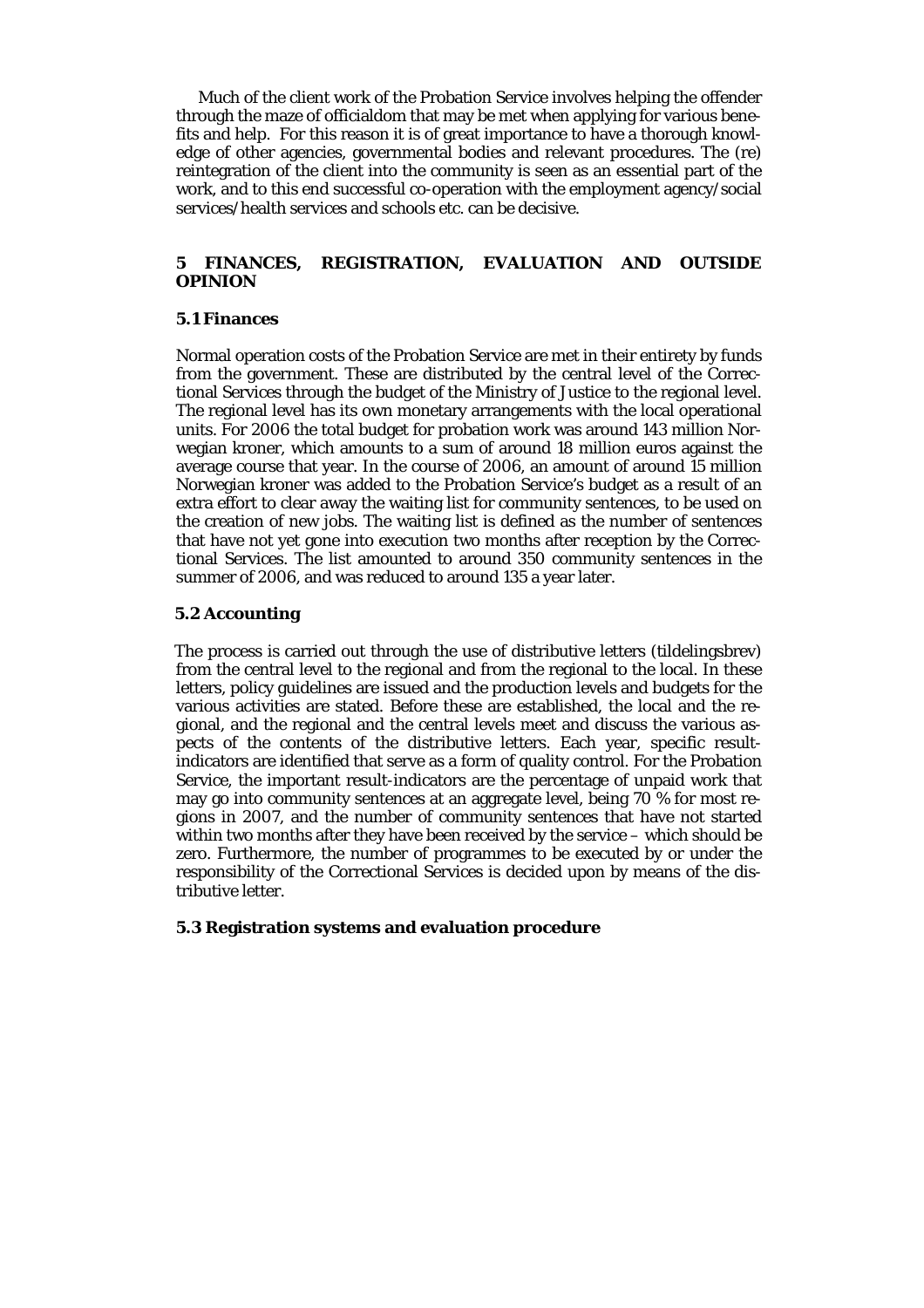Much of the client work of the Probation Service involves helping the offender through the maze of officialdom that may be met when applying for various benefits and help. For this reason it is of great importance to have a thorough knowledge of other agencies, governmental bodies and relevant procedures. The (re) reintegration of the client into the community is seen as an essential part of the work, and to this end successful co-operation with the employment agency/social services/health services and schools etc. can be decisive.

## 5 FINANCES, REGISTRATION, EVALUATION AND OUTSIDE OPINION

### 5.1 Finances

Normal operation costs of the Probation Service are met in their entirety by funds from the government. These are distributed by the central level of the Correctional Services through the budget of the Ministry of Justice to the regional level. The regional level has its own monetary arrangements with the local operational units. For 2006 the total budget for probation work was around 143 million Norwegian kroner, which amounts to a sum of around 18 million euros against the average course that year. In the course of 2006, an amount of around 15 million Norwegian kroner was added to the Probation Service's budget as a result of an extra effort to clear away the waiting list for community sentences, to be used on the creation of new jobs. The waiting list is defined as the number of sentences that have not yet gone into execution two months after reception by the Correctional Services. The list amounted to around 350 community sentences in the summer of 2006, and was reduced to around 135 a year later.

### 5.2 Accounting

The process is carried out through the use of distributive letters (tildelingsbrev) from the central level to the regional and from the regional to the local. In these letters, policy guidelines are issued and the production levels and budgets for the various activities are stated. Before these are established, the local and the regional, and the regional and the central levels meet and discuss the various aspects of the contents of the distributive letters. Each year, specific result-indicators are identified that serve as a form of quality control. For the Probation Service, the important result-indicators are the percentage of unpaid work that may go into community sentences at an aggregate level, being 70 % for most regions in 2007, and the number of community sentences that have not started within two months after they have been received by the service – which should be zero. Furthermore, the number of programmes to be executed by or under the responsibility of the Correctional Services is decided upon by means of the distributive letter.

### 5.3 Registration systems and evaluation procedure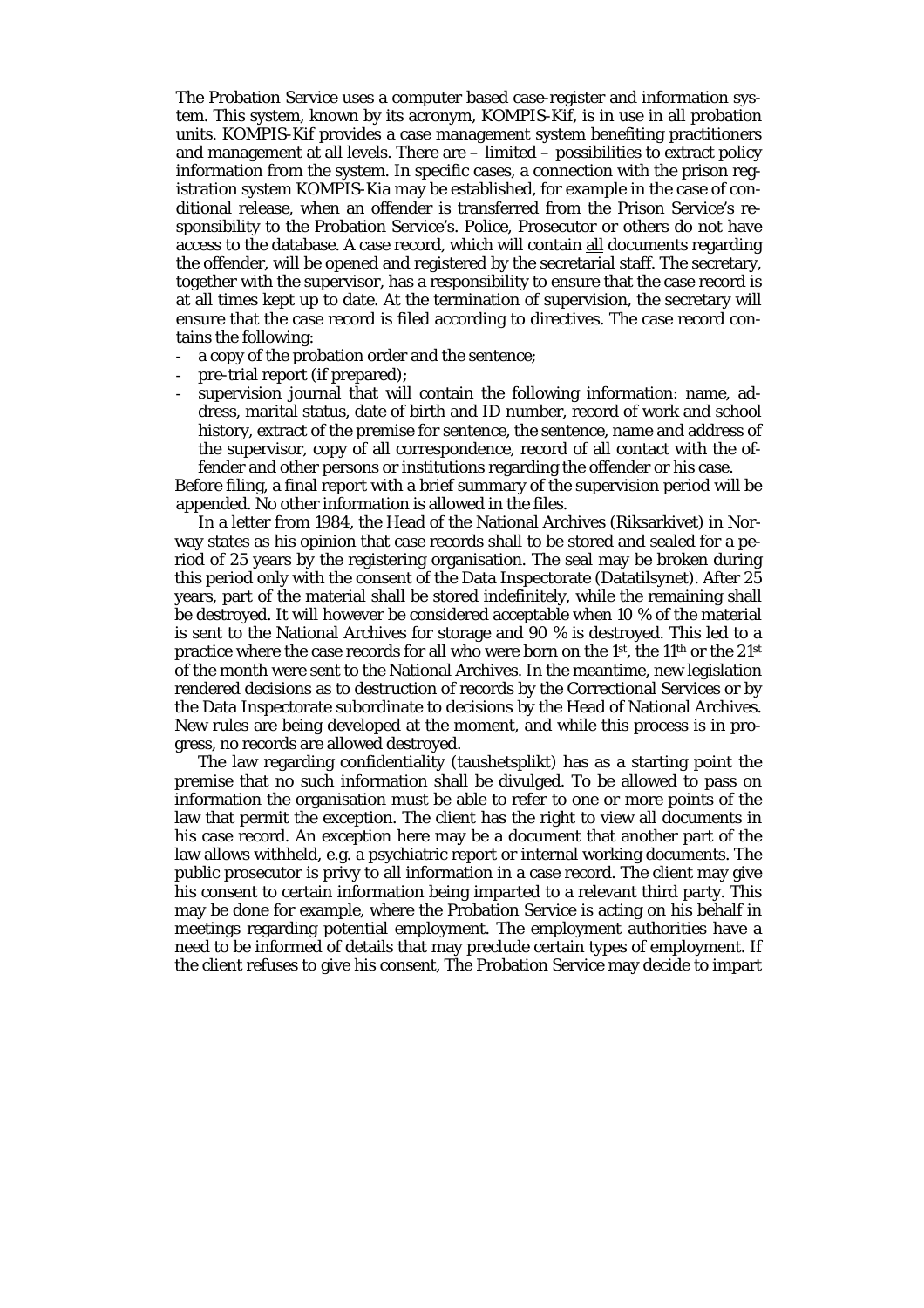The Probation Service uses a computer based case-register and information system. This system, known by its acronym, KOMPIS-Kif, is in use in all probation units. KOMPIS-Kif provides a case management system benefiting practitioners and management at all levels. There are – limited – possibilities to extract policy information from the system. In specific cases, a connection with the prison registration system KOMPIS-Kia may be established, for example in the case of conditional release, when an offender is transferred from the Prison Service's responsibility to the Probation Service's. Police, Prosecutor or others do not have access to the database. A case record, which will contain <u>all</u> documents regarding the offender, will be opened and registered by the secretarial staff. The secretary, together with the supervisor, has a responsibility to ensure that the case record is at all times kept up to date. At the termination of supervision, the secretary will ensure that the case record is filed according to directives. The case record contains the following:

- a copy of the probation order and the sentence;
- pre-trial report (if prepared);
- supervision journal that will contain the following information: name, address, marital status, date of birth and ID number, record of work and school history, extract of the premise for sentence, the sentence, name and address of the supervisor, copy of all correspondence, record of all contact with the offender and other persons or institutions regarding the offender or his case.

Before filing, a final report with a brief summary of the supervision period will be appended. No other information is allowed in the files.

In a letter from 1984, the Head of the National Archives (Riksarkivet) in Norway states as his opinion that case records shall to be stored and sealed for a period of 25 years by the registering organisation. The seal may be broken during this period only with the consent of the Data Inspectorate (Datatilsynet). After 25 years, part of the material shall be stored indefinitely, while the remaining shall be destroyed. It will however be considered acceptable when 10 % of the material is sent to the National Archives for storage and 90 % is destroyed. This led to a practice where the case records for all who were born on the 1st, the 11th or the 21st of the month were sent to the National Archives. In the meantime, new legislation rendered decisions as to destruction of records by the Correctional Services or by the Data Inspectorate subordinate to decisions by the Head of National Archives. New rules are being developed at the moment, and while this process is in progress, no records are allowed destroyed.

The law regarding confidentiality (taushetsplikt) has as a starting point the premise that no such information shall be divulged. To be allowed to pass on information the organisation must be able to refer to one or more points of the law that permit the exception. The client has the right to view all documents in his case record. An exception here may be a document that another part of the law allows withheld, e.g. a psychiatric report or internal working documents. The public prosecutor is privy to all information in a case record. The client may give his consent to certain information being imparted to a relevant third party. This may be done for example, where the Probation Service is acting on his behalf in meetings regarding potential employment. The employment authorities have a need to be informed of details that may preclude certain types of employment. If the client refuses to give his consent, The Probation Service may decide to impart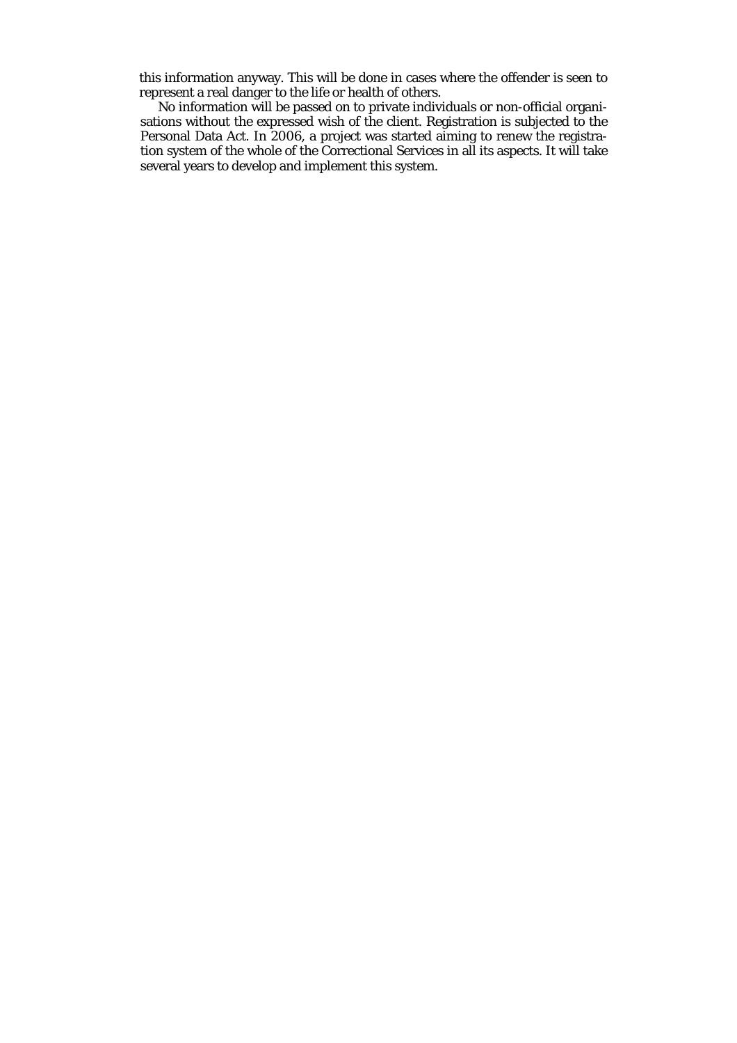this information anyway. This will be done in cases where the offender is seen to represent a real danger to the life or health of others.

No information will be passed on to private individuals or non-official organisations without the expressed wish of the client. Registration is subjected to the Personal Data Act. In 2006, a project was started aiming to renew the registration system of the whole of the Correctional Services in all its aspects. It will take several years to develop and implement this system.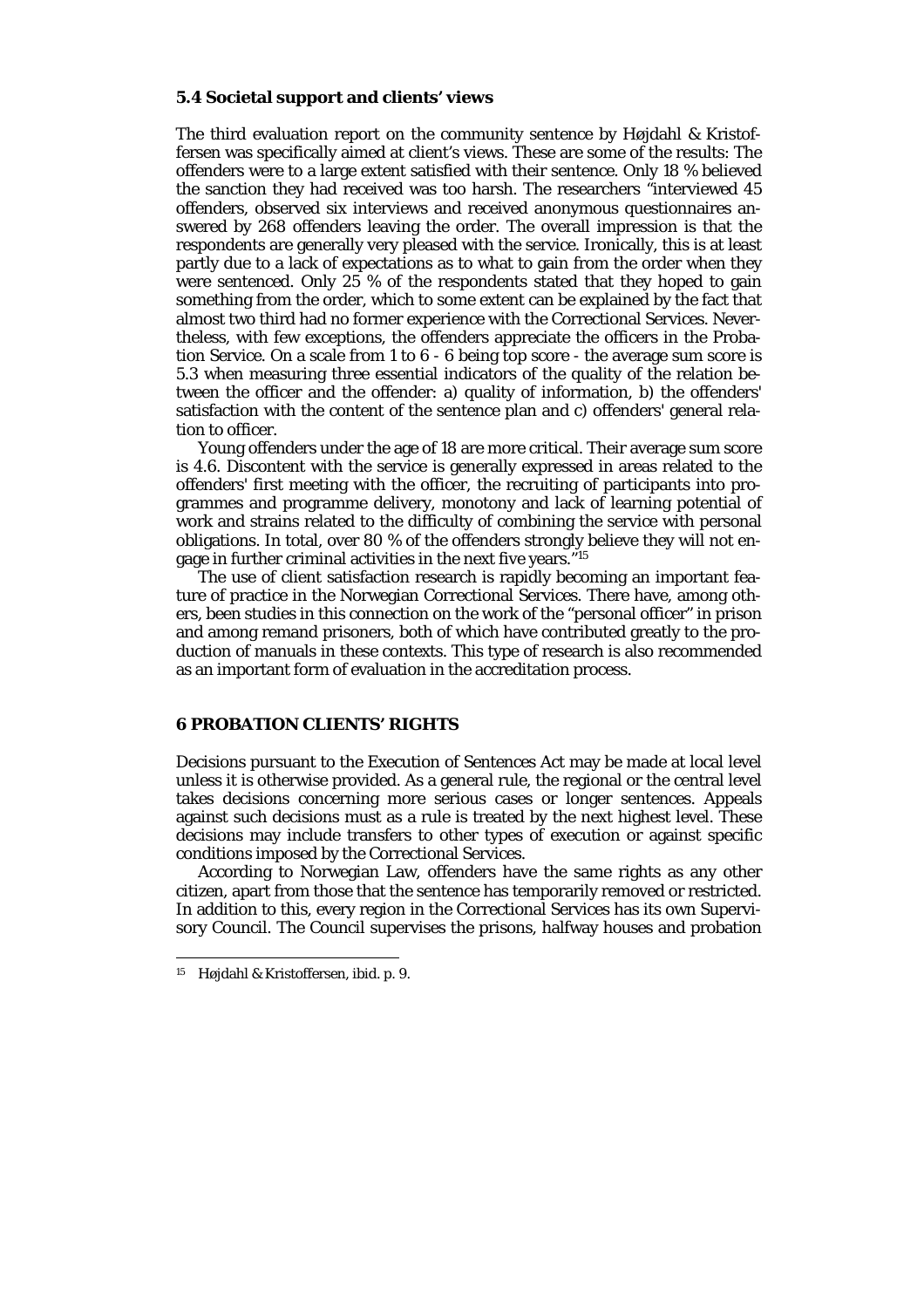### 5.4 Societal support and clients' views

The third evaluation report on the community sentence by Højdahl & Kristoffersen was specifically aimed at client's views. These are some of the results: The offenders were to a large extent satisfied with their sentence. Only 18 % believed the sanction they had received was too harsh. The researchers "interviewed 45 offenders, observed six interviews and received anonymous questionnaires answered by 268 offenders leaving the order. The overall impression is that the respondents are generally very pleased with the service. Ironically, this is at least partly due to a lack of expectations as to what to gain from the order when they were sentenced. Only 25 % of the respondents stated that they hoped to gain something from the order, which to some extent can be explained by the fact that almost two third had no former experience with the Correctional Services. Nevertheless, with few exceptions, the offenders appreciate the officers in the Probation Service. On a scale from 1 to 6 - 6 being top score - the average sum score is 5.3 when measuring three essential indicators of the quality of the relation between the officer and the offender: a) quality of information, b) the offenders' satisfaction with the content of the sentence plan and c) offenders' general relation to officer.

Young offenders under the age of 18 are more critical. Their average sum score is 4.6. Discontent with the service is generally expressed in areas related to the offenders' first meeting with the officer, the recruiting of participants into programmes and programme delivery, monotony and lack of learning potential of work and strains related to the difficulty of combining the service with personal obligations. In total, over 80 % of the offenders strongly believe they will not engage in further criminal activities in the next five years."[15]

The use of client satisfaction research is rapidly becoming an important feature of practice in the Norwegian Correctional Services. There have, among others, been studies in this connection on the work of the "personal officer" in prison and among remand prisoners, both of which have contributed greatly to the production of manuals in these contexts. This type of research is also recommended as an important form of evaluation in the accreditation process.

## 6 PROBATION CLIENTS' RIGHTS

Decisions pursuant to the Execution of Sentences Act may be made at local level unless it is otherwise provided. As a general rule, the regional or the central level takes decisions concerning more serious cases or longer sentences. Appeals against such decisions must as a rule is treated by the next highest level. These decisions may include transfers to other types of execution or against specific conditions imposed by the Correctional Services.

According to Norwegian Law, offenders have the same rights as any other citizen, apart from those that the sentence has temporarily removed or restricted. In addition to this, every region in the Correctional Services has its own Supervisory Council. The Council supervises the prisons, halfway houses and probation

---

[15] Højdahl & Kristoffersen, ibid. p. 9.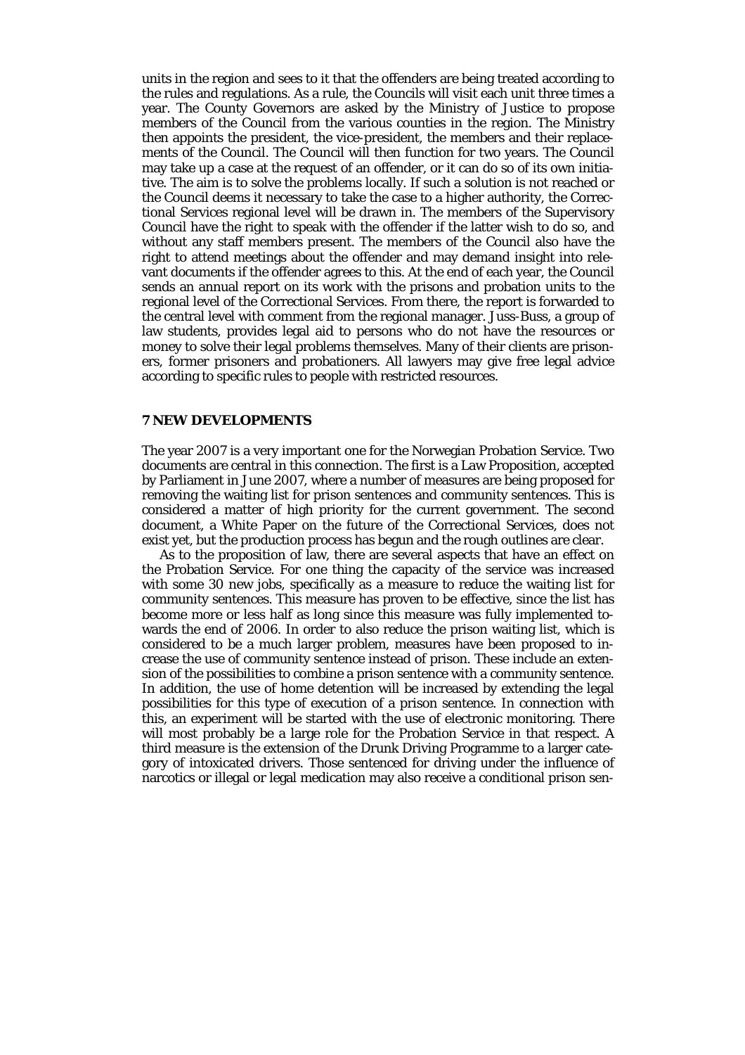units in the region and sees to it that the offenders are being treated according to the rules and regulations. As a rule, the Councils will visit each unit three times a year. The County Governors are asked by the Ministry of Justice to propose members of the Council from the various counties in the region. The Ministry then appoints the president, the vice-president, the members and their replacements of the Council. The Council will then function for two years. The Council may take up a case at the request of an offender, or it can do so of its own initiative. The aim is to solve the problems locally. If such a solution is not reached or the Council deems it necessary to take the case to a higher authority, the Correctional Services regional level will be drawn in. The members of the Supervisory Council have the right to speak with the offender if the latter wish to do so, and without any staff members present. The members of the Council also have the right to attend meetings about the offender and may demand insight into relevant documents if the offender agrees to this. At the end of each year, the Council sends an annual report on its work with the prisons and probation units to the regional level of the Correctional Services. From there, the report is forwarded to the central level with comment from the regional manager. Juss-Buss, a group of law students, provides legal aid to persons who do not have the resources or money to solve their legal problems themselves. Many of their clients are prisoners, former prisoners and probationers. All lawyers may give free legal advice according to specific rules to people with restricted resources.

## 7 NEW DEVELOPMENTS

The year 2007 is a very important one for the Norwegian Probation Service. Two documents are central in this connection. The first is a Law Proposition, accepted by Parliament in June 2007, where a number of measures are being proposed for removing the waiting list for prison sentences and community sentences. This is considered a matter of high priority for the current government. The second document, a White Paper on the future of the Correctional Services, does not exist yet, but the production process has begun and the rough outlines are clear.

As to the proposition of law, there are several aspects that have an effect on the Probation Service. For one thing the capacity of the service was increased with some 30 new jobs, specifically as a measure to reduce the waiting list for community sentences. This measure has proven to be effective, since the list has become more or less half as long since this measure was fully implemented towards the end of 2006. In order to also reduce the prison waiting list, which is considered to be a much larger problem, measures have been proposed to increase the use of community sentence instead of prison. These include an extension of the possibilities to combine a prison sentence with a community sentence. In addition, the use of home detention will be increased by extending the legal possibilities for this type of execution of a prison sentence. In connection with this, an experiment will be started with the use of electronic monitoring. There will most probably be a large role for the Probation Service in that respect. A third measure is the extension of the Drunk Driving Programme to a larger category of intoxicated drivers. Those sentenced for driving under the influence of narcotics or illegal or legal medication may also receive a conditional prison sen-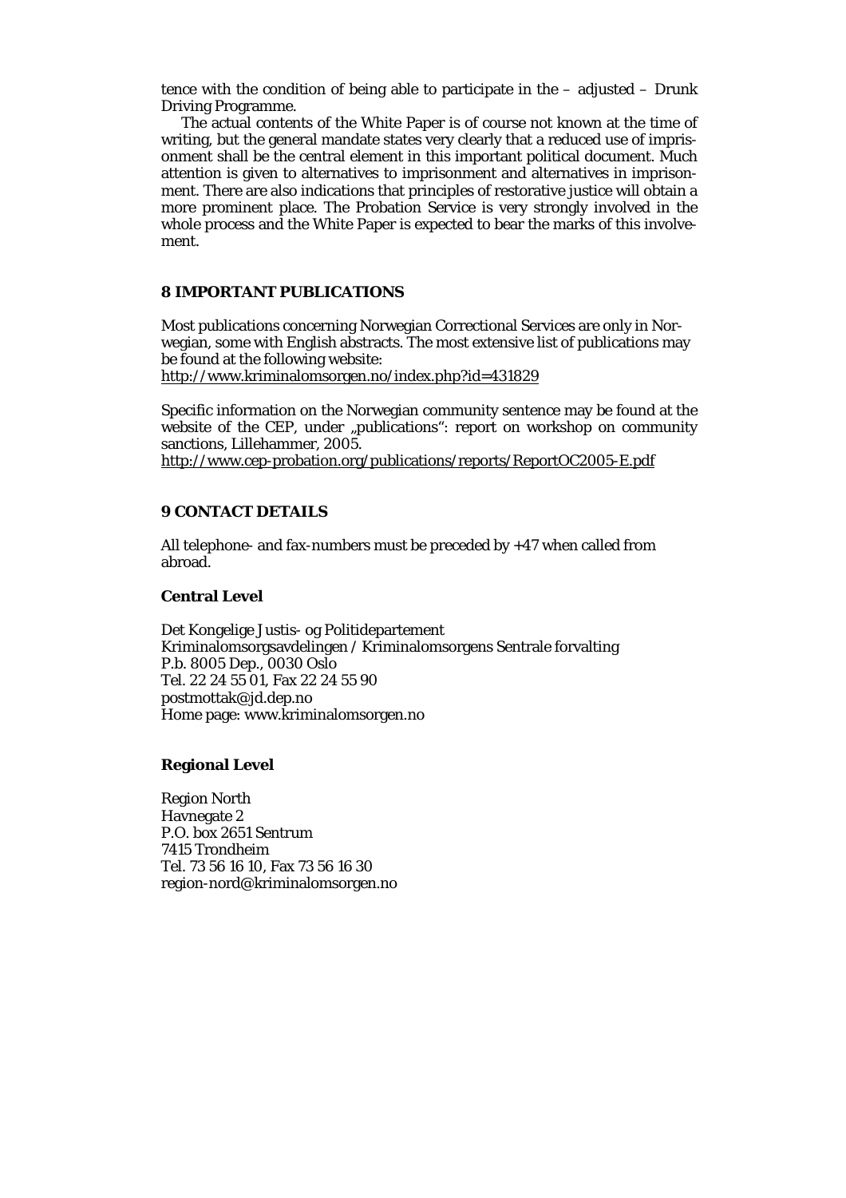tence with the condition of being able to participate in the – adjusted – Drunk Driving Programme.

The actual contents of the White Paper is of course not known at the time of writing, but the general mandate states very clearly that a reduced use of imprisonment shall be the central element in this important political document. Much attention is given to alternatives to imprisonment and alternatives in imprisonment. There are also indications that principles of restorative justice will obtain a more prominent place. The Probation Service is very strongly involved in the whole process and the White Paper is expected to bear the marks of this involvement.

## 8 IMPORTANT PUBLICATIONS

Most publications concerning Norwegian Correctional Services are only in Norwegian, some with English abstracts. The most extensive list of publications may be found at the following website:
http://www.kriminalomsorgen.no/index.php?id=431829

Specific information on the Norwegian community sentence may be found at the website of the CEP, under „publications“: report on workshop on community sanctions, Lillehammer, 2005.
http://www.cep-probation.org/publications/reports/ReportOC2005-E.pdf

## 9 CONTACT DETAILS

All telephone- and fax-numbers must be preceded by +47 when called from abroad.

### Central Level

Det Kongelige Justis- og Politidepartement
Kriminalomsorgsavdelingen / Kriminalomsorgens Sentrale forvalting
P.b. 8005 Dep., 0030 Oslo
Tel. 22 24 55 01, Fax 22 24 55 90
postmottak@jd.dep.no
Home page: www.kriminalomsorgen.no

### Regional Level

Region North
Havnegate 2
P.O. box 2651 Sentrum
7415 Trondheim
Tel. 73 56 16 10, Fax 73 56 16 30
region-nord@kriminalomsorgen.no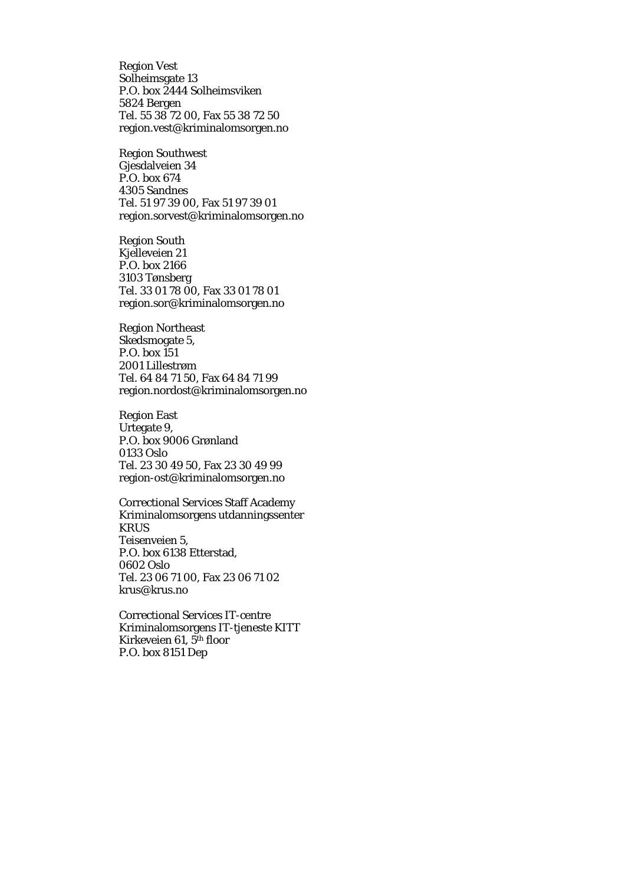Region Vest
Solheimsgate 13
P.O. box 2444 Solheimsviken
5824 Bergen
Tel. 55 38 72 00, Fax 55 38 72 50
region.vest@kriminalomsorgen.no

Region Southwest
Gjesdalveien 34
P.O. box 674
4305 Sandnes
Tel. 51 97 39 00, Fax 51 97 39 01
region.sorvest@kriminalomsorgen.no

Region South
Kjelleveien 21
P.O. box 2166
3103 Tønsberg
Tel. 33 01 78 00, Fax 33 01 78 01
region.sor@kriminalomsorgen.no

Region Northeast
Skedsmogate 5,
P.O. box 151
2001 Lillestrøm
Tel. 64 84 71 50, Fax 64 84 71 99
region.nordost@kriminalomsorgen.no

Region East
Urtegate 9,
P.O. box 9006 Grønland
0133 Oslo
Tel. 23 30 49 50, Fax 23 30 49 99
region-ost@kriminalomsorgen.no

Correctional Services Staff Academy
Kriminalomsorgens utdanningssenter
KRUS
Teisenveien 5,
P.O. box 6138 Etterstad,
0602 Oslo
Tel. 23 06 71 00, Fax 23 06 71 02
krus@krus.no

Correctional Services IT-centre
Kriminalomsorgens IT-tjeneste KITT
Kirkeveien 61, 5th floor
P.O. box 8151 Dep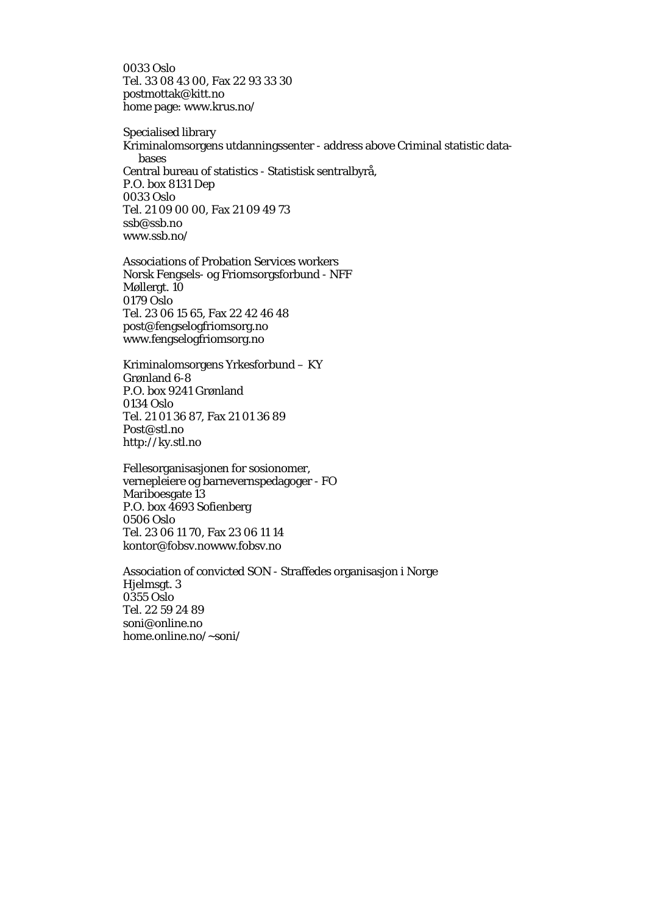0033 Oslo
Tel. 33 08 43 00, Fax 22 93 33 30
postmottak@kitt.no
home page: www.krus.no/

Specialised library
Kriminalomsorgens utdanningssenter - address above Criminal statistic data-bases
Central bureau of statistics - Statistisk sentralbyrå,
P.O. box 8131 Dep
0033 Oslo
Tel. 21 09 00 00, Fax 21 09 49 73
ssb@ssb.no
www.ssb.no/

Associations of Probation Services workers
Norsk Fengsels- og Friomsorgsforbund - NFF
Møllergt. 10
0179 Oslo
Tel. 23 06 15 65, Fax 22 42 46 48
post@fengselogfriomsorg.no
www.fengselogfriomsorg.no

Kriminalomsorgens Yrkesforbund – KY
Grønland 6-8
P.O. box 9241 Grønland
0134 Oslo
Tel. 21 01 36 87, Fax 21 01 36 89
Post@stl.no
http://ky.stl.no

Fellesorganisasjonen for sosionomer,
vernepleiere og barnevernspedagoger - FO
Mariboesgate 13
P.O. box 4693 Sofienberg
0506 Oslo
Tel. 23 06 11 70, Fax 23 06 11 14
kontor@fobsv.nowww.fobsv.no

Association of convicted SON - Straffedes organisasjon i Norge
Hjelmsgt. 3
0355 Oslo
Tel. 22 59 24 89
soni@online.no
home.online.no/~soni/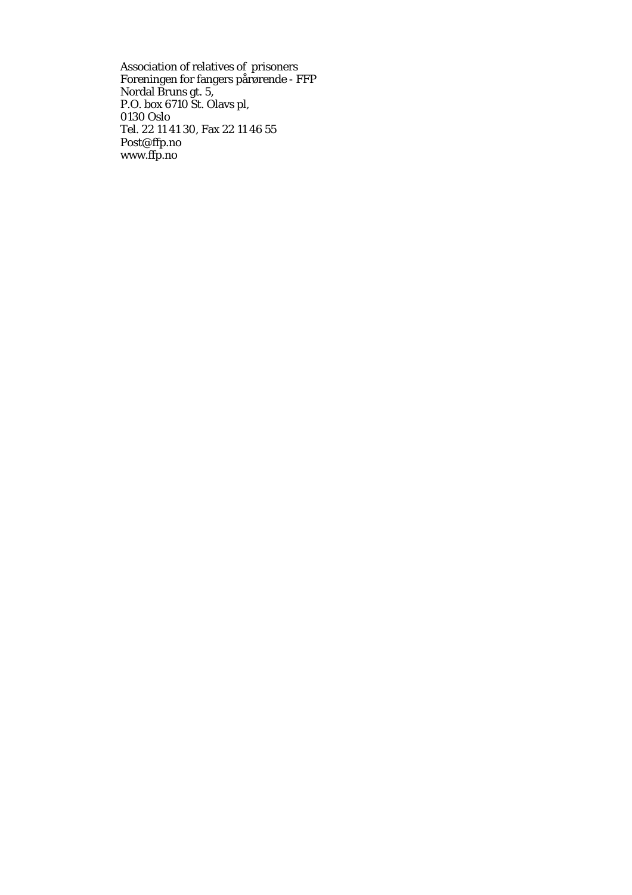Association of relatives of  prisoners
Foreningen for fangers pårørende - FFP
Nordal Bruns gt. 5,
P.O. box 6710 St. Olavs pl,
0130 Oslo
Tel. 22 11 41 30, Fax 22 11 46 55
Post@ffp.no
www.ffp.no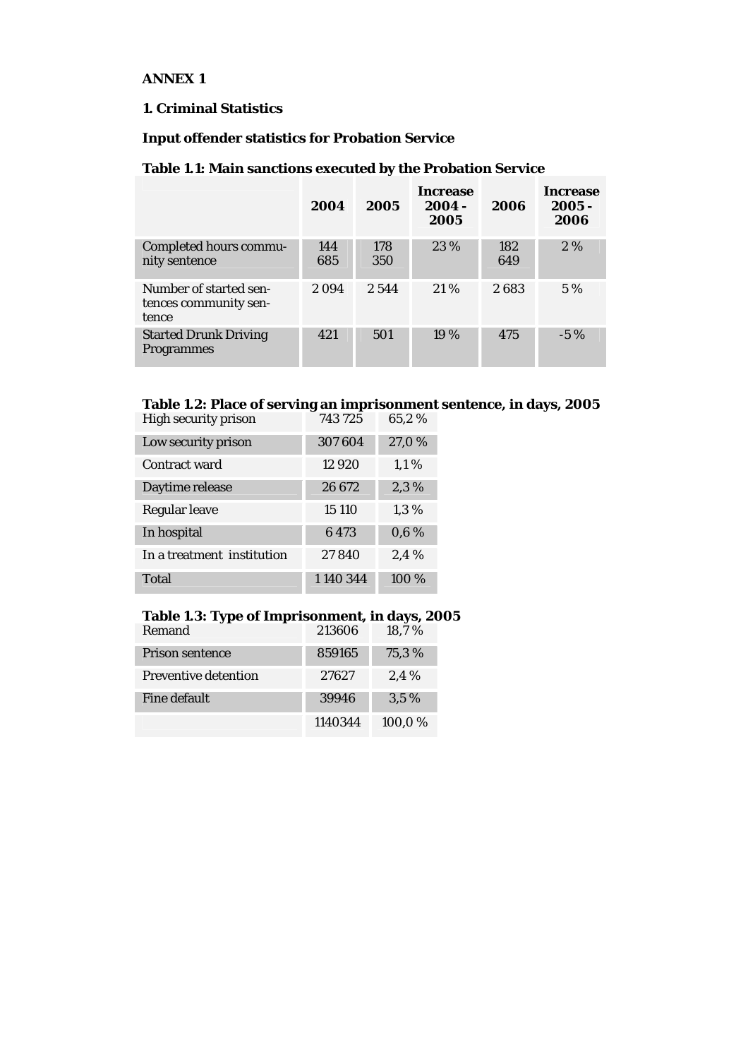**ANNEX 1**

**1. Criminal Statistics**

**Input offender statistics for Probation Service**

**Table 1.1: Main sanctions executed by the Probation Service**

| | **2004** | **2005** | **Increase 2004 - 2005** | **2006** | **Increase 2005 - 2006** |
|---|---|---|---|---|---|
| Completed hours community sentence | 144 685 | 178 350 | 23 % | 182 649 | 2 % |
| Number of started sentences community sentence | 2 094 | 2 544 | 21 % | 2 683 | 5 % |
| Started Drunk Driving Programmes | 421 | 501 | 19 % | 475 | -5 % |

**Table 1.2: Place of serving an imprisonment sentence, in days, 2005**

| | | |
|---|---|---|
| High security prison | 743 725 | 65,2 % |
| Low security prison | 307 604 | 27,0 % |
| Contract ward | 12 920 | 1,1 % |
| Daytime release | 26 672 | 2,3 % |
| Regular leave | 15 110 | 1,3 % |
| In hospital | 6 473 | 0,6 % |
| In a treatment institution | 27 840 | 2,4 % |
| Total | 1 140 344 | 100 % |

**Table 1.3: Type of Imprisonment, in days, 2005**

| | | |
|---|---|---|
| Remand | 213606 | 18,7 % |
| Prison sentence | 859165 | 75,3 % |
| Preventive detention | 27627 | 2,4 % |
| Fine default | 39946 | 3,5 % |
| | 1140344 | 100,0 % |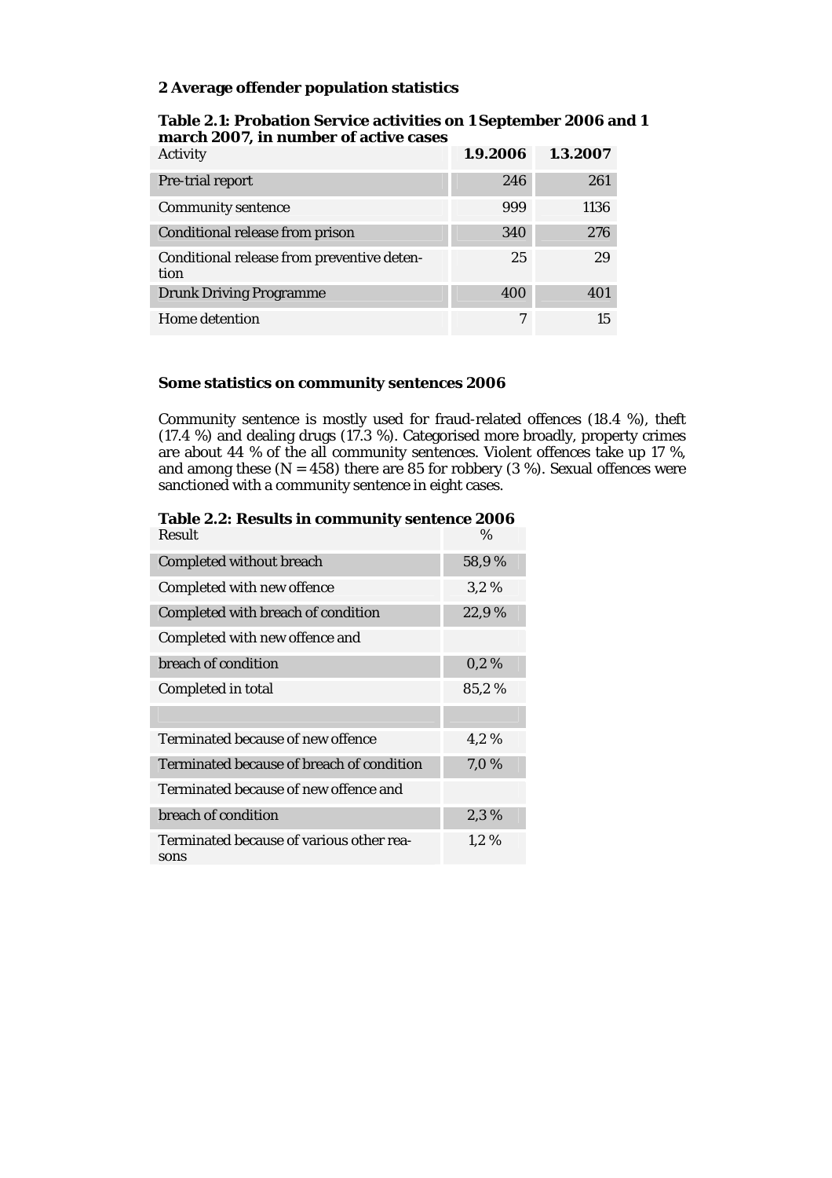## 2 Average offender population statistics

**Table 2.1: Probation Service activities on 1 September 2006 and 1 march 2007, in number of active cases**

| Activity | 1.9.2006 | 1.3.2007 |
|---|---|---|
| Pre-trial report | 246 | 261 |
| Community sentence | 999 | 1136 |
| Conditional release from prison | 340 | 276 |
| Conditional release from preventive detention | 25 | 29 |
| Drunk Driving Programme | 400 | 401 |
| Home detention | 7 | 15 |

### Some statistics on community sentences 2006

Community sentence is mostly used for fraud-related offences (18.4 %), theft (17.4 %) and dealing drugs (17.3 %). Categorised more broadly, property crimes are about 44 % of the all community sentences. Violent offences take up 17 %, and among these (N = 458) there are 85 for robbery (3 %). Sexual offences were sanctioned with a community sentence in eight cases.

**Table 2.2: Results in community sentence 2006**

| Result | % |
|---|---|
| Completed without breach | 58,9 % |
| Completed with new offence | 3,2 % |
| Completed with breach of condition | 22,9 % |
| Completed with new offence and breach of condition | 0,2 % |
| Completed in total | 85,2 % |
| | |
| Terminated because of new offence | 4,2 % |
| Terminated because of breach of condition | 7,0 % |
| Terminated because of new offence and breach of condition | 2,3 % |
| Terminated because of various other reasons | 1,2 % |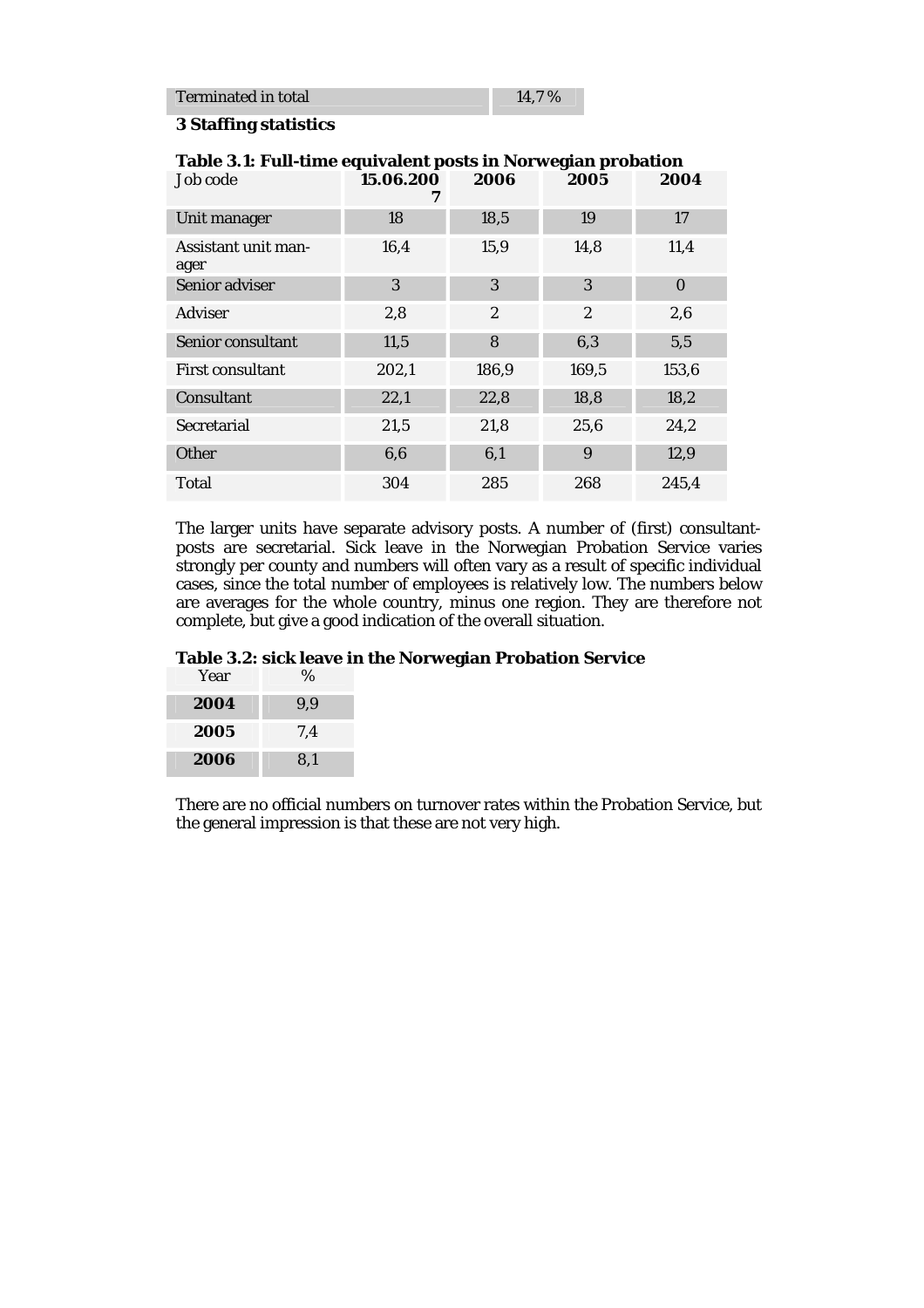| | |
|---|---|
| Terminated in total | 14,7 % |

### 3 Staffing statistics

**Table 3.1: Full-time equivalent posts in Norwegian probation**

| Job code | 15.06.2007 | 2006 | 2005 | 2004 |
|---|---|---|---|---|
| Unit manager | 18 | 18,5 | 19 | 17 |
| Assistant unit manager | 16,4 | 15,9 | 14,8 | 11,4 |
| Senior adviser | 3 | 3 | 3 | 0 |
| Adviser | 2,8 | 2 | 2 | 2,6 |
| Senior consultant | 11,5 | 8 | 6,3 | 5,5 |
| First consultant | 202,1 | 186,9 | 169,5 | 153,6 |
| Consultant | 22,1 | 22,8 | 18,8 | 18,2 |
| Secretarial | 21,5 | 21,8 | 25,6 | 24,2 |
| Other | 6,6 | 6,1 | 9 | 12,9 |
| Total | 304 | 285 | 268 | 245,4 |

The larger units have separate advisory posts. A number of (first) consultant-posts are secretarial. Sick leave in the Norwegian Probation Service varies strongly per county and numbers will often vary as a result of specific individual cases, since the total number of employees is relatively low. The numbers below are averages for the whole country, minus one region. They are therefore not complete, but give a good indication of the overall situation.

**Table 3.2: sick leave in the Norwegian Probation Service**

| Year | % |
|---|---|
| **2004** | 9,9 |
| **2005** | 7,4 |
| **2006** | 8,1 |

There are no official numbers on turnover rates within the Probation Service, but the general impression is that these are not very high.